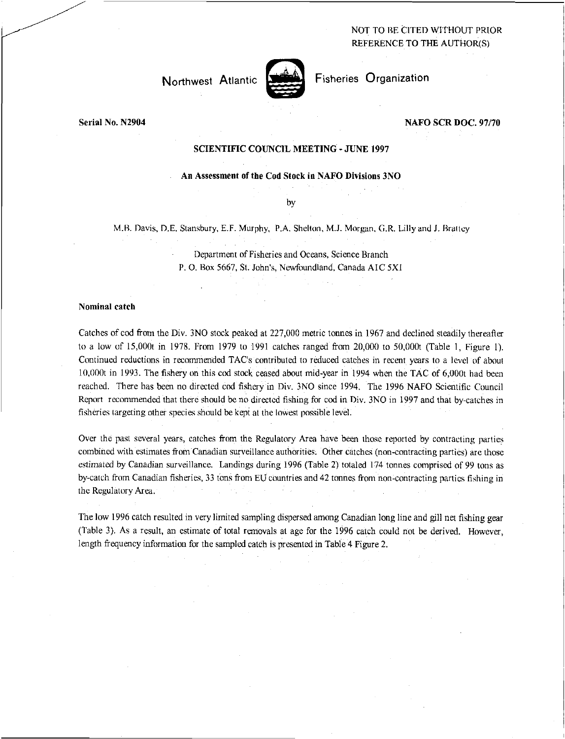NOT TO BE CITED WITHOUT PRIOR REFERENCE TO THE AUTHOR(S)

Northwest Atlantic Fisheries Organization

Serial No. N2904

NAFO SCR DOC. 97/70

# SCIENTIFIC COUNCIL MEETING - JUNE 1997

## An Assessment of the Cod Stock in NAFO Divisions 3NO

by

M.B. Davis, D.E. Stansbury, E.F. Murphy, P.A. Shelton, M.J. Morgan, G.R. Lilly and J. Brattey

Department of Fisheries and Oceans, Science Branch
P. O. Box 5667, St. John's, Newfoundland, Canada A1C 5X1

### Nominal catch

Catches of cod from the Div. 3NO stock peaked at 227,000 metric tonnes in 1967 and declined steadily thereafter to a low of 15,000t in 1978. From 1979 to 1991 catches ranged from 20,000 to 50,000t (Table 1, Figure 1). Continued reductions in recommended TAC's contributed to reduced catches in recent years to a level of about 10,000t in 1993. The fishery on this cod stock ceased about mid-year in 1994 when the TAC of 6,000t had been reached. There has been no directed cod fishery in Div. 3NO since 1994. The 1996 NAFO Scientific Council Report recommended that there should be no directed fishing for cod in Div. 3NO in 1997 and that by-catches in fisheries targeting other species should be kept at the lowest possible level.

Over the past several years, catches from the Regulatory Area have been those reported by contracting parties combined with estimates from Canadian surveillance authorities. Other catches (non-contracting parties) are those estimated by Canadian surveillance. Landings during 1996 (Table 2) totaled 174 tonnes comprised of 99 tons as by-catch from Canadian fisheries, 33 tons from EU countries and 42 tonnes from non-contracting parties fishing in the Regulatory Area.

The low 1996 catch resulted in very limited sampling dispersed among Canadian long line and gill net fishing gear (Table 3). As a result, an estimate of total removals at age for the 1996 catch could not be derived. However, length frequency information for the sampled catch is presented in Table 4 Figure 2.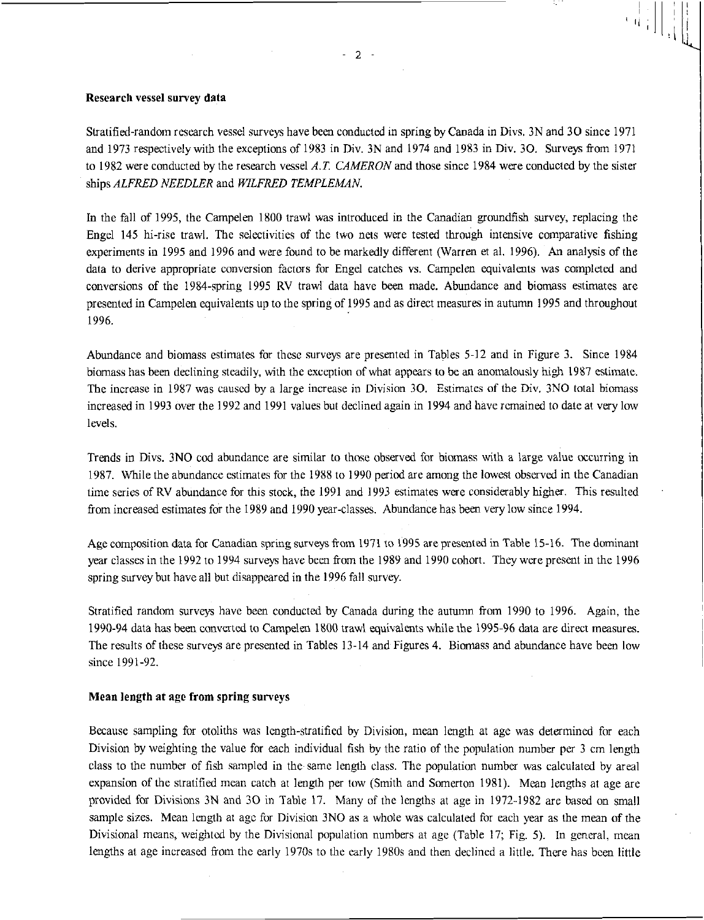## Research vessel survey data

Stratified-random research vessel surveys have been conducted in spring by Canada in Divs. 3N and 3O since 1971 and 1973 respectively with the exceptions of 1983 in Div. 3N and 1974 and 1983 in Div. 3O. Surveys from 1971 to 1982 were conducted by the research vessel *A.T. CAMERON* and those since 1984 were conducted by the sister ships *ALFRED NEEDLER* and *WILFRED TEMPLEMAN*.

In the fall of 1995, the Campelen 1800 trawl was introduced in the Canadian groundfish survey, replacing the Engel 145 hi-rise trawl. The selectivities of the two nets were tested through intensive comparative fishing experiments in 1995 and 1996 and were found to be markedly different (Warren et al. 1996). An analysis of the data to derive appropriate conversion factors for Engel catches vs. Campelen equivalents was completed and conversions of the 1984-spring 1995 RV trawl data have been made. Abundance and biomass estimates are presented in Campelen equivalents up to the spring of 1995 and as direct measures in autumn 1995 and throughout 1996.

Abundance and biomass estimates for these surveys are presented in Tables 5-12 and in Figure 3. Since 1984 biomass has been declining steadily, with the exception of what appears to be an anomalously high 1987 estimate. The increase in 1987 was caused by a large increase in Division 3O. Estimates of the Div. 3NO total biomass increased in 1993 over the 1992 and 1991 values but declined again in 1994 and have remained to date at very low levels.

Trends in Divs. 3NO cod abundance are similar to those observed for biomass with a large value occurring in 1987. While the abundance estimates for the 1988 to 1990 period are among the lowest observed in the Canadian time series of RV abundance for this stock, the 1991 and 1993 estimates were considerably higher. This resulted from increased estimates for the 1989 and 1990 year-classes. Abundance has been very low since 1994.

Age composition data for Canadian spring surveys from 1971 to 1995 are presented in Table 15-16. The dominant year classes in the 1992 to 1994 surveys have been from the 1989 and 1990 cohort. They were present in the 1996 spring survey but have all but disappeared in the 1996 fall survey.

Stratified random surveys have been conducted by Canada during the autumn from 1990 to 1996. Again, the 1990-94 data has been converted to Campelen 1800 trawl equivalents while the 1995-96 data are direct measures. The results of these surveys are presented in Tables 13-14 and Figures 4. Biomass and abundance have been low since 1991-92.

## Mean length at age from spring surveys

Because sampling for otoliths was length-stratified by Division, mean length at age was determined for each Division by weighting the value for each individual fish by the ratio of the population number per 3 cm length class to the number of fish sampled in the same length class. The population number was calculated by areal expansion of the stratified mean catch at length per tow (Smith and Somerton 1981). Mean lengths at age are provided for Divisions 3N and 3O in Table 17. Many of the lengths at age in 1972-1982 are based on small sample sizes. Mean length at age for Division 3NO as a whole was calculated for each year as the mean of the Divisional means, weighted by the Divisional population numbers at age (Table 17; Fig. 5). In general, mean lengths at age increased from the early 1970s to the early 1980s and then declined a little. There has been little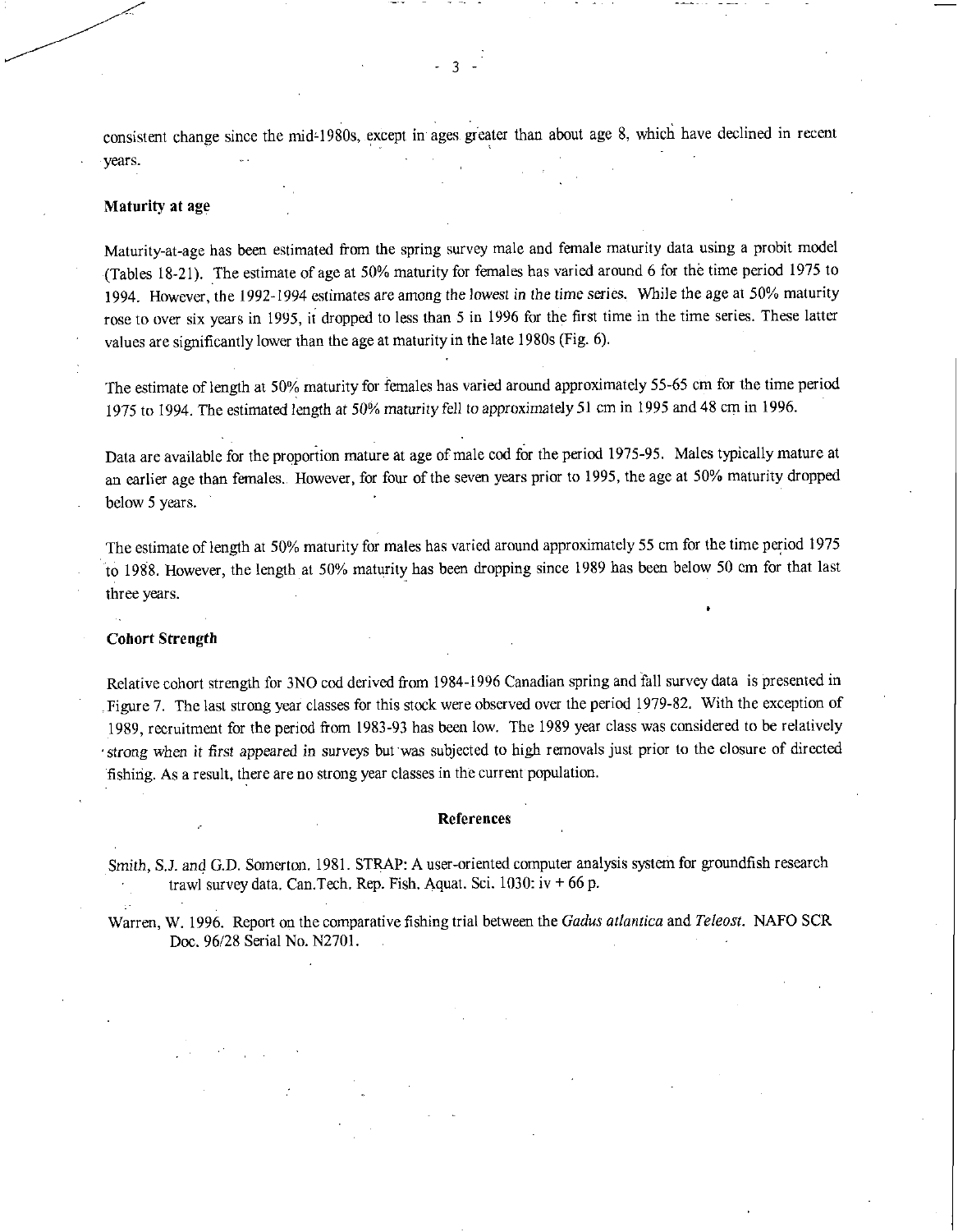consistent change since the mid-1980s, except in ages greater than about age 8, which have declined in recent years.

### Maturity at age

Maturity-at-age has been estimated from the spring survey male and female maturity data using a probit model (Tables 18-21). The estimate of age at 50% maturity for females has varied around 6 for the time period 1975 to 1994. However, the 1992-1994 estimates are among the lowest in the time series. While the age at 50% maturity rose to over six years in 1995, it dropped to less than 5 in 1996 for the first time in the time series. These latter values are significantly lower than the age at maturity in the late 1980s (Fig. 6).

The estimate of length at 50% maturity for females has varied around approximately 55-65 cm for the time period 1975 to 1994. The estimated length at 50% maturity fell to approximately 51 cm in 1995 and 48 cm in 1996.

Data are available for the proportion mature at age of male cod for the period 1975-95. Males typically mature at an earlier age than females. However, for four of the seven years prior to 1995, the age at 50% maturity dropped below 5 years.

The estimate of length at 50% maturity for males has varied around approximately 55 cm for the time period 1975 to 1988. However, the length at 50% maturity has been dropping since 1989 has been below 50 cm for that last three years.

### Cohort Strength

Relative cohort strength for 3NO cod derived from 1984-1996 Canadian spring and fall survey data is presented in Figure 7. The last strong year classes for this stock were observed over the period 1979-82. With the exception of 1989, recruitment for the period from 1983-93 has been low. The 1989 year class was considered to be relatively strong when it first appeared in surveys but was subjected to high removals just prior to the closure of directed fishing. As a result, there are no strong year classes in the current population.

## References

Smith, S.J. and G.D. Somerton. 1981. STRAP: A user-oriented computer analysis system for groundfish research trawl survey data. Can.Tech. Rep. Fish. Aquat. Sci. 1030: iv + 66 p.

Warren, W. 1996. Report on the comparative fishing trial between the *Gadus atlantica* and *Teleost*. NAFO SCR Doc. 96/28 Serial No. N2701.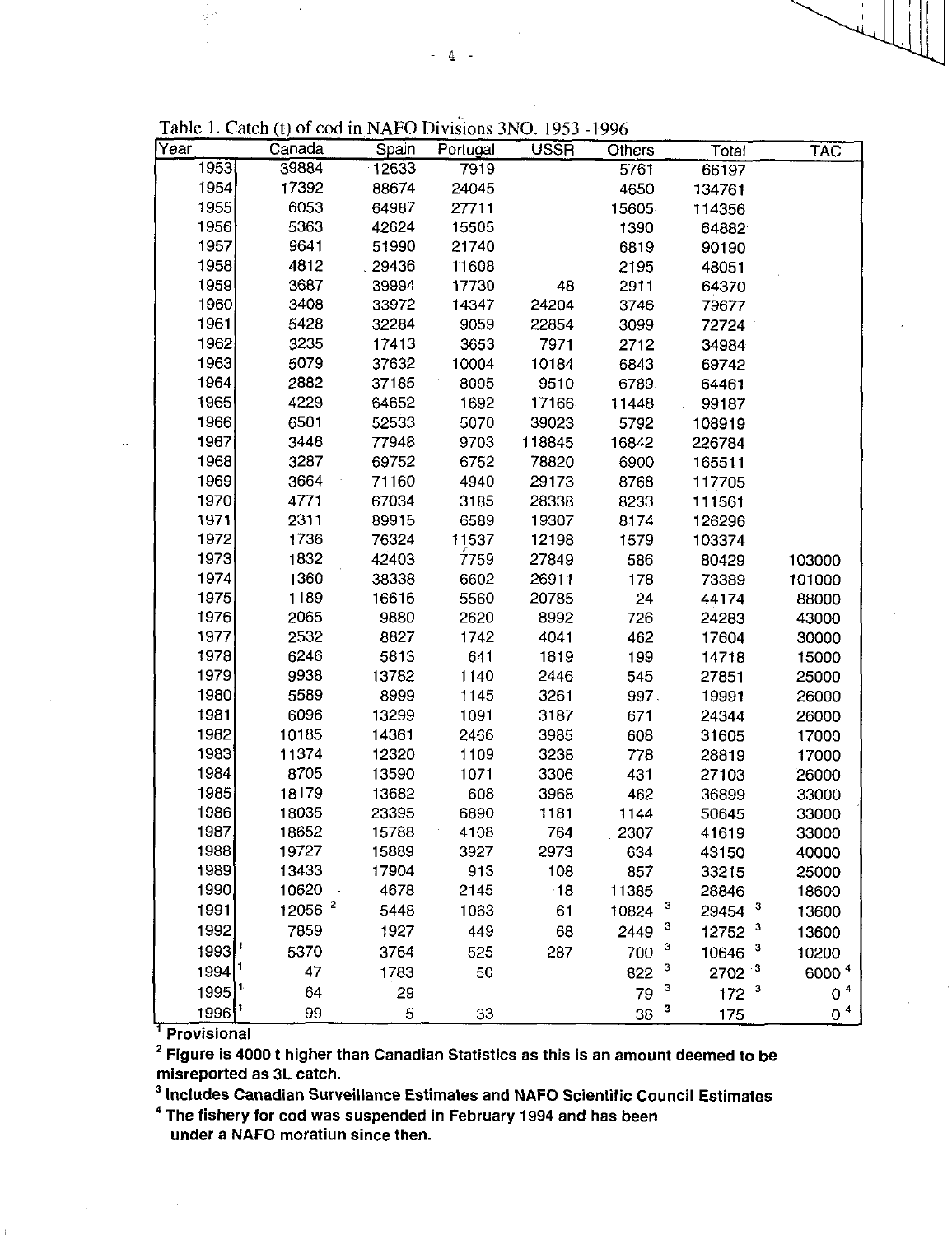Table 1. Catch (t) of cod in NAFO Divisions 3NO. 1953 -1996

| Year | Canada | Spain | Portugal | USSR | Others | Total | TAC |
|---|---|---|---|---|---|---|---|
| 1953 | 39884 | 12633 | 7919 | | 5761 | 66197 | |
| 1954 | 17392 | 88674 | 24045 | | 4650 | 134761 | |
| 1955 | 6053 | 64987 | 27711 | | 15605 | 114356 | |
| 1956 | 5363 | 42624 | 15505 | | 1390 | 64882 | |
| 1957 | 9641 | 51990 | 21740 | | 6819 | 90190 | |
| 1958 | 4812 | 29436 | 11608 | | 2195 | 48051 | |
| 1959 | 3687 | 39994 | 17730 | 48 | 2911 | 64370 | |
| 1960 | 3408 | 33972 | 14347 | 24204 | 3746 | 79677 | |
| 1961 | 5428 | 32284 | 9059 | 22854 | 3099 | 72724 | |
| 1962 | 3235 | 17413 | 3653 | 7971 | 2712 | 34984 | |
| 1963 | 5079 | 37632 | 10004 | 10184 | 6843 | 69742 | |
| 1964 | 2882 | 37185 | 8095 | 9510 | 6789 | 64461 | |
| 1965 | 4229 | 64652 | 1692 | 17166 | 11448 | 99187 | |
| 1966 | 6501 | 52533 | 5070 | 39023 | 5792 | 108919 | |
| 1967 | 3446 | 77948 | 9703 | 118845 | 16842 | 226784 | |
| 1968 | 3287 | 69752 | 6752 | 78820 | 6900 | 165511 | |
| 1969 | 3664 | 71160 | 4940 | 29173 | 8768 | 117705 | |
| 1970 | 4771 | 67034 | 3185 | 28338 | 8233 | 111561 | |
| 1971 | 2311 | 89915 | 6589 | 19307 | 8174 | 126296 | |
| 1972 | 1736 | 76324 | 11537 | 12198 | 1579 | 103374 | |
| 1973 | 1832 | 42403 | 7759 | 27849 | 586 | 80429 | 103000 |
| 1974 | 1360 | 38338 | 6602 | 26911 | 178 | 73389 | 101000 |
| 1975 | 1189 | 16616 | 5560 | 20785 | 24 | 44174 | 88000 |
| 1976 | 2065 | 9880 | 2620 | 8992 | 726 | 24283 | 43000 |
| 1977 | 2532 | 8827 | 1742 | 4041 | 462 | 17604 | 30000 |
| 1978 | 6246 | 5813 | 641 | 1819 | 199 | 14718 | 15000 |
| 1979 | 9938 | 13782 | 1140 | 2446 | 545 | 27851 | 25000 |
| 1980 | 5589 | 8999 | 1145 | 3261 | 997 | 19991 | 26000 |
| 1981 | 6096 | 13299 | 1091 | 3187 | 671 | 24344 | 26000 |
| 1982 | 10185 | 14361 | 2466 | 3985 | 608 | 31605 | 17000 |
| 1983 | 11374 | 12320 | 1109 | 3238 | 778 | 28819 | 17000 |
| 1984 | 8705 | 13590 | 1071 | 3306 | 431 | 27103 | 26000 |
| 1985 | 18179 | 13682 | 608 | 3968 | 462 | 36899 | 33000 |
| 1986 | 18035 | 23395 | 6890 | 1181 | 1144 | 50645 | 33000 |
| 1987 | 18652 | 15788 | 4108 | 764 | 2307 | 41619 | 33000 |
| 1988 | 19727 | 15889 | 3927 | 2973 | 634 | 43150 | 40000 |
| 1989 | 13433 | 17904 | 913 | 108 | 857 | 33215 | 25000 |
| 1990 | 10620 | 4678 | 2145 | 18 | 11385 | 28846 | 18600 |
| 1991 | 12056 [2] | 5448 | 1063 | 61 | 10824 [3] | 29454 [3] | 13600 |
| 1992 | 7859 | 1927 | 449 | 68 | 2449 [3] | 12752 [3] | 13600 |
| 1993 [1] | 5370 | 3764 | 525 | 287 | 700 [3] | 10646 [3] | 10200 |
| 1994 [1] | 47 | 1783 | 50 | | 822 [3] | 2702 [3] | 6000 [4] |
| 1995 [1] | 64 | 29 | | | 79 [3] | 172 [3] | 0 [4] |
| 1996 [1] | 99 | 5 | 33 | | 38 [3] | 175 | 0 [4] |

[1] **Provisional**

[2] **Figure is 4000 t higher than Canadian Statistics as this is an amount deemed to be misreported as 3L catch.**

[3] **Includes Canadian Surveillance Estimates and NAFO Scientific Council Estimates**

[4] **The fishery for cod was suspended in February 1994 and has been under a NAFO moratiun since then.**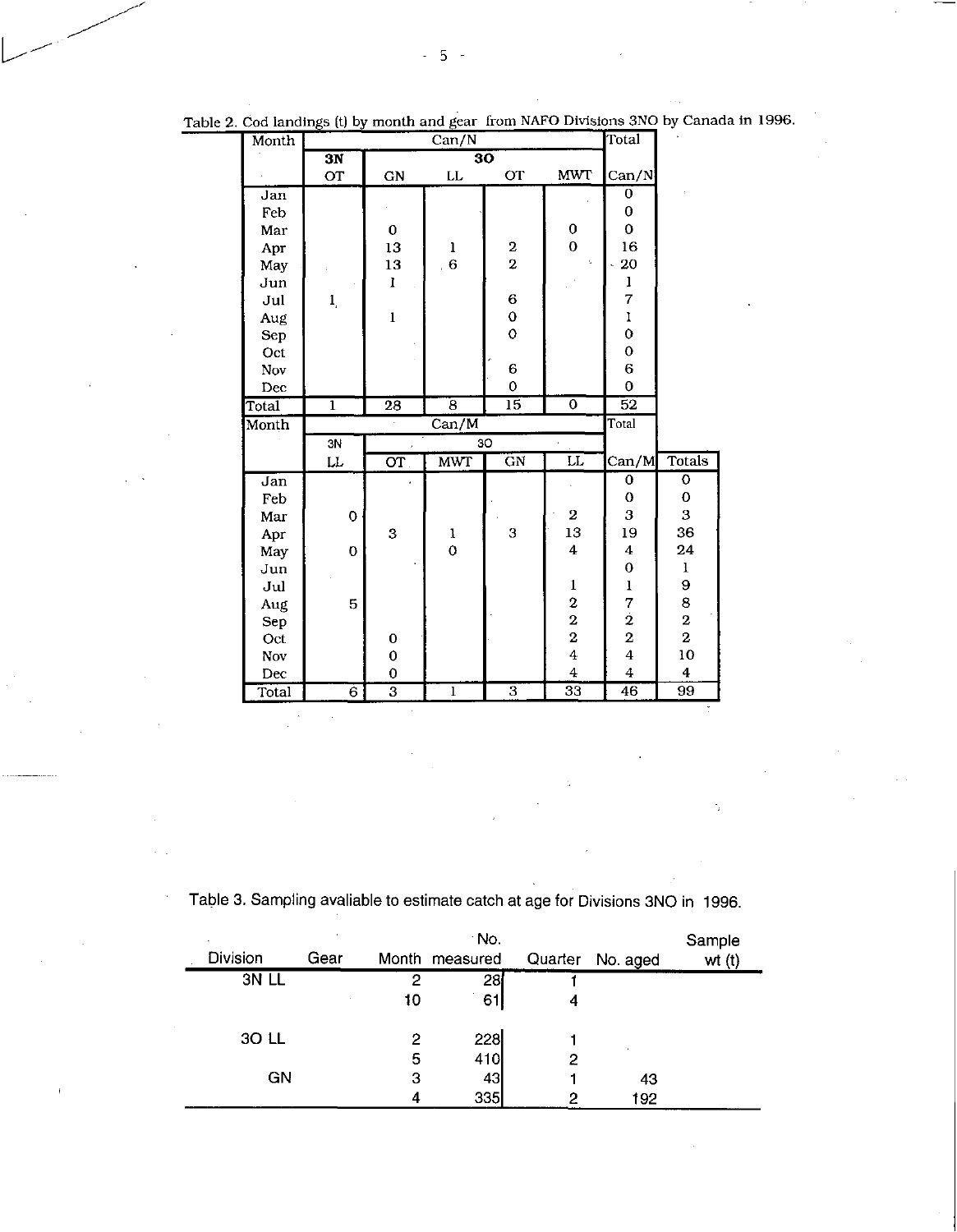Table 2. Cod landings (t) by month and gear from NAFO Divisions 3NO by Canada in 1996.

| Month | Can/N | | | | | Total |
|---|---|---|---|---|---|---|
| | 3N | 3O | | | | |
| | OT | GN | LL | OT | MWT | Can/N |
| Jan | | | | | | 0 |
| Feb | | | | | | 0 |
| Mar | | 0 | | | 0 | 0 |
| Apr | | 13 | 1 | 2 | 0 | 16 |
| May | | 13 | 6 | 2 | | 20 |
| Jun | | 1 | | | | 1 |
| Jul | 1 | | | 6 | | 7 |
| Aug | | 1 | | 0 | | 1 |
| Sep | | | | 0 | | 0 |
| Oct | | | | | | 0 |
| Nov | | | | 6 | | 6 |
| Dec | | | | 0 | | 0 |
| Total | 1 | 28 | 8 | 15 | 0 | 52 |

| Month | Can/M | | | | | Total | |
|---|---|---|---|---|---|---|---|
| | 3N | 3O | | | | | |
| | LL | OT | MWT | GN | LL | Can/M | Totals |
| Jan | | | | | | 0 | 0 |
| Feb | | | | | | 0 | 0 |
| Mar | 0 | | | | 2 | 3 | 3 |
| Apr | | 3 | 1 | 3 | 13 | 19 | 36 |
| May | 0 | | 0 | | 4 | 4 | 24 |
| Jun | | | | | | 0 | 1 |
| Jul | | | | | 1 | 1 | 9 |
| Aug | 5 | | | | 2 | 7 | 8 |
| Sep | | | | | 2 | 2 | 2 |
| Oct | | 0 | | | 2 | 2 | 2 |
| Nov | | 0 | | | 4 | 4 | 10 |
| Dec | | 0 | | | 4 | 4 | 4 |
| Total | 6 | 3 | 1 | 3 | 33 | 46 | 99 |

Table 3. Sampling avaliable to estimate catch at age for Divisions 3NO in 1996.

| Division | Gear | Month | No. measured | Quarter | No. aged | Sample wt (t) |
|---|---|---|---|---|---|---|
| 3N | LL | 2 | 28 | 1 | | |
| | | 10 | 61 | 4 | | |
| 3O | LL | 2 | 228 | 1 | | |
| | | 5 | 410 | 2 | | |
| | GN | 3 | 43 | 1 | 43 | |
| | | 4 | 335 | 2 | 192 | |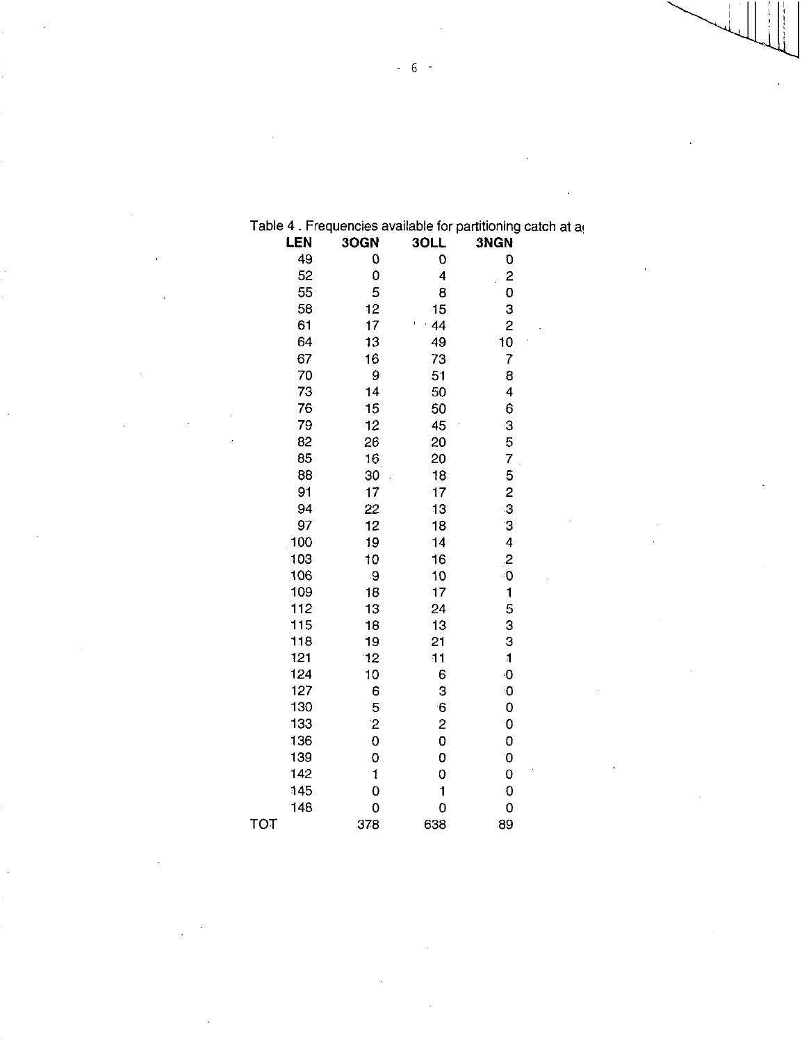Table 4 . Frequencies available for partitioning catch at a

| LEN | 3OGN | 3OLL | 3NGN |
|---|---|---|---|
| 49 | 0 | 0 | 0 |
| 52 | 0 | 4 | 2 |
| 55 | 5 | 8 | 0 |
| 58 | 12 | 15 | 3 |
| 61 | 17 | 44 | 2 |
| 64 | 13 | 49 | 10 |
| 67 | 16 | 73 | 7 |
| 70 | 9 | 51 | 8 |
| 73 | 14 | 50 | 4 |
| 76 | 15 | 50 | 6 |
| 79 | 12 | 45 | 3 |
| 82 | 26 | 20 | 5 |
| 85 | 16 | 20 | 7 |
| 88 | 30 | 18 | 5 |
| 91 | 17 | 17 | 2 |
| 94 | 22 | 13 | 3 |
| 97 | 12 | 18 | 3 |
| 100 | 19 | 14 | 4 |
| 103 | 10 | 16 | 2 |
| 106 | 9 | 10 | 0 |
| 109 | 18 | 17 | 1 |
| 112 | 13 | 24 | 5 |
| 115 | 18 | 13 | 3 |
| 118 | 19 | 21 | 3 |
| 121 | 12 | 11 | 1 |
| 124 | 10 | 6 | 0 |
| 127 | 6 | 3 | 0 |
| 130 | 5 | 6 | 0 |
| 133 | 2 | 2 | 0 |
| 136 | 0 | 0 | 0 |
| 139 | 0 | 0 | 0 |
| 142 | 1 | 0 | 0 |
| 145 | 0 | 1 | 0 |
| 148 | 0 | 0 | 0 |
| TOT | 378 | 638 | 89 |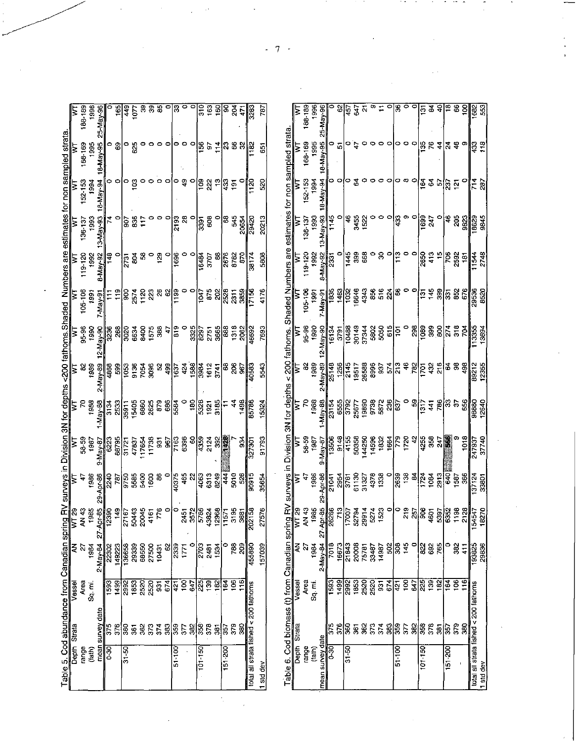Table 5. Cod abundance from Canadian spring RV surveys in Division 3N for depths <200 fathoms. Shaded Numbers are estimates for non sampled strata.

| Depth range (fath) | Strata | Vessel / Area Sq. mi. | AN 27 1984 | WT 29 / AN 43 1985 | WT 47 1986 | WT 58-59 1987 | WT 70 1988 | WT 82 1989 | WT 95-96 1990 | WT 105-106 1991 | WT 119-120 1992 | WT 136-137 1993 | WT 152-153 1994 | WT 168-169 1995 | WT 188-189 1996 |
|---|---|---|---|---|---|---|---|---|---|---|---|---|---|---|---|
| mean survey date | | | 2-May-84 | 27-Apr-85 | 29-Apr-86 | 9-May-87 | 1-May-88 | 2-May-89 | 12-May-90 | 7-May-91 | 8-May-92 | 13-May-93 | 18-May-94 | 18-May-95 | 25-May-96 |
| 0-30 | 375 | 1593 | 22302 | 12390 | 2240 | 6223 | 3134 | 4868 | 3236 | 111 | 148 | 74 | 0 | 0 | 0 |
| | 376 | 1499 | 149223 | 149 | 787 | 86795 | 2533 | 599 | 268 | 119 | 0 | 0 | 0 | 69 | 165 |
| 31-50 | 360 | 2992 | 136658 | 27167 | 9750 | 31721 | 35911 | 1053 | 3020 | 900 | 2731 | 907 | 0 | 0 | 449 |
| | 361 | 1853 | 29339 | 50443 | 5585 | 47837 | 15405 | 9136 | 6634 | 2574 | 804 | 836 | 103 | 625 | 1077 |
| | 362 | 2520 | 68550 | 20045 | 5400 | 117654 | 6860 | 7054 | 8400 | 1120 | 58 | 117 | 0 | 0 | 39 |
| | 373 | 2520 | 27500 | 4161 | 1600 | 11738 | 2625 | 3096 | 1575 | 223 | 0 | 0 | 0 | 0 | 39 |
| | 374 | 931 | 10431 | 776 | 86 | 931 | 879 | 52 | 388 | 26 | 129 | 0 | 0 | 0 | 85 |
| | 383 | 674 | 62 | 0 | 0 | 967 | 686 | 499 | 47 | 62 | 0 | 0 | 0 | 0 | 0 |
| 51-100 | 359 | 421 | 2339 | 0 | 40375 | 7163 | 5584 | 1637 | 819 | 1199 | 1696 | 2193 | 0 | 0 | 33 |
| | 377 | 100 | 1771 | 2451 | 465 | 6396 | 0 | 424 | 0 | 0 | 0 | 28 | 49 | 0 | 0 |
| | 382 | 647 | 0 | 3572 | 22 | 60 | 180 | 1588 | 3325 | 0 | 0 | 0 | 0 | 0 | 0 |
| 101-150 | 358 | 225 | 2703 | 5766 | 4063 | 4359 | 5328 | 3984 | 6287 | 1047 | 16484 | 3391 | 109 | 156 | 310 |
| | 378 | 139 | 2481 | 43824 | 6313 | 2124 | 1921 | 1612 | 2751 | 875 | 3707 | 608 | 222 | 97 | 163 |
| | 381 | 182 | 1534 | 12968 | 8249 | 392 | 3185 | 3741 | 3665 | 202 | 88 | 0 | 13 | 114 | 160 |
| 151-200 | 357 | 164 | 0 | 11571 | 444 | 1428 | 11 | 68 | 888 | 2528 | 2676 | 68 | 433 | 23 | 90 |
| | 379 | 106 | 788 | 3195 | 5010 | 7 | 44 | 206 | 1318 | 2311 | 8762 | 545 | 191 | 66 | 204 |
| | 380 | 116 | 209 | 3881 | 528 | 934 | 1498 | 967 | 2062 | 3859 | 870 | 20654 | 0 | 32 | 471 |
| total all strata fished < 200 fathoms | | | 455890 | 202158 | 90915 | 327301 | 85786 | 40583 | 46692 | 17156 | 38174 | 29420 | 1120 | 1182 | 3283 |
| 1 std dev | | | 157039 | 27576 | 35654 | 91793 | 15324 | 5543 | 7693 | 4176 | 5808 | 20213 | 520 | 651 | 787 |

Table 6. Cod biomass (t) from Canadian spring RV surveys in Division 3N for depths < 200 fathoms. Shaded Numbers are estimates for non sampled strata.

| Depth range (fath) | Strata | Vessel / Area Sq. mi. | AN 27 1984 | WT 29 / AN 43 1985 | WT 47 1986 | WT 58-59 1987 | WT 70 1988 | WT 82 1989 | WT 95-96 1990 | WT 105-106 1991 | WT 119-120 1992 | WT 136-137 1993 | WT 152-153 1994 | WT 168-169 1995 | WT 188-189 1996 |
|---|---|---|---|---|---|---|---|---|---|---|---|---|---|---|---|
| mean survey date | | | 2-May-84 | 27-Apr-85 | 29-Apr-86 | 9-May-87 | 1-May-88 | 2-May-89 | 12-May-90 | 7-May-91 | 8-May-92 | 13-May-93 | 18-May-94 | 18-May-95 | 25-May-96 |
| 0-30 | 375 | 1593 | 7018 | 26286 | 21041 | 13506 | 23154 | 25148 | 16134 | 1835 | 2331 | 1145 | 0 | 0 | 0 |
| | 376 | 1499 | 16673 | 713 | 2954 | 9148 | 6555 | 1256 | 3791 | 1463 | 0 | 0 | 0 | 51 | 62 |
| 31-50 | 360 | 2992 | 21843 | 17007 | 3781 | 4155 | 3792 | 2145 | 10488 | 1032 | 1445 | 46 | 0 | 0 | 457 |
| | 361 | 1853 | 20008 | 52794 | 61130 | 50358 | 25677 | 19517 | 30149 | 16646 | 399 | 3455 | 64 | 47 | 647 |
| | 362 | 2520 | 75781 | 29914 | 31327 | 144250 | 19890 | 26588 | 37344 | 4343 | 668 | 1522 | 0 | 0 | 21 |
| | 373 | 2520 | 33487 | 5274 | 4378 | 14596 | 9738 | 8996 | 5802 | 856 | 0 | 0 | 0 | 0 | 9 |
| | 374 | 931 | 14987 | 1523 | 1338 | 1832 | 5872 | 937 | 5050 | 516 | 30 | 0 | 0 | 0 | 11 |
| | 383 | 674 | 502 | 0 | 0 | 1664 | 236 | 574 | 615 | 224 | 0 | 0 | 0 | 0 | 0 |
| 51-100 | 359 | 421 | 308 | 0 | 2639 | 779 | 637 | 213 | 101 | 66 | 113 | 433 | 0 | 0 | 36 |
| | 377 | 100 | 145 | 219 | 138 | 1720 | 0 | 46 | 0 | 0 | 0 | 9 | 8 | 0 | 0 |
| | 382 | 647 | 0 | 257 | 84 | 42 | 59 | 782 | 298 | 0 | 0 | 0 | 0 | 0 | 0 |
| 101-150 | 358 | 225 | 822 | 906 | 1724 | 4255 | 1317 | 1701 | 1089 | 131 | 2650 | 1699 | 164 | 135 | 131 |
| | 378 | 139 | 692 | 4601 | 1084 | 358 | 441 | 432 | 399 | 145 | 413 | 247 | 64 | 76 | 84 |
| | 381 | 182 | 765 | 5397 | 2913 | 247 | 786 | 216 | 800 | 399 | 15 | 0 | 57 | 44 | 40 |
| 151-200 | 357 | 164 | 0 | 6352 | 640 | 566 | 33 | 64 | 274 | 331 | 706 | 46 | 237 | 24 | 18 |
| | 379 | 106 | 382 | 1198 | 1587 | 9 | 37 | 98 | 318 | 852 | 2592 | 205 | 121 | 46 | 66 |
| | 380 | 116 | 411 | 2128 | 366 | 1018 | 656 | 498 | 704 | 676 | 181 | 9823 | 0 | 9 | 100 |
| total all strata fished < 200 fathoms | | | 193625 | 154547 | 137124 | 247937 | 99880 | 89212 | 113355 | 29536 | 11544 | 18629 | 714 | 433 | 1682 |
| 1 std dev | | | 29836 | 18270 | 33801 | 37740 | 12640 | 12355 | 13694 | 6520 | 2748 | 9845 | 287 | 118 | 553 |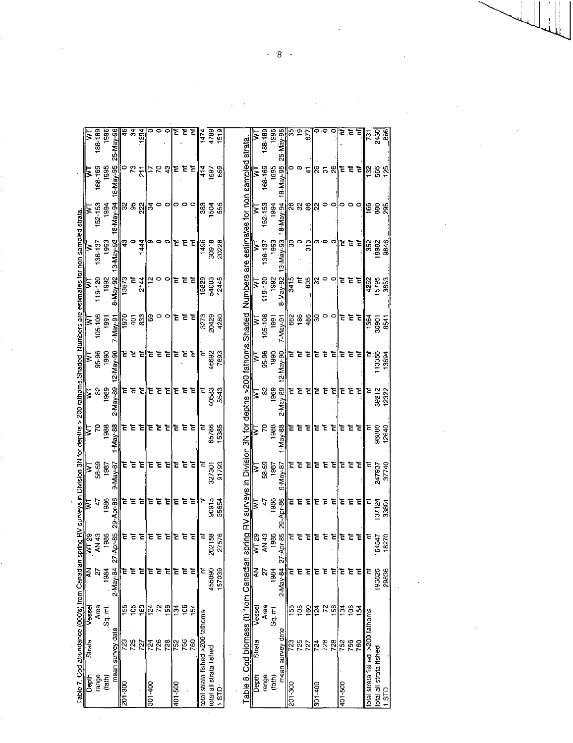Table 7. Cod abundance (000's) from Canadian spring RV surveys in Division 3N for depths > 200 fathoms. Shaded Numbers are estimates for non sampled strata.

| Depth range (fath) | Strata | Vessel | AN | WT 29 | WT | WT | WT | WT | WT | WT | WT | WT | WT | WT | WT |
|---|---|---|---|---|---|---|---|---|---|---|---|---|---|---|---|
| | | Area | 27 | AN 43 | 47 | 58-59 | 70 | 82 | 95-96 | 105-106 | 119-120 | 136-137 | 152-153 | 168-169 | 188-189 |
| | | Sq. mi. | 1984 | 1985 | 1986 | 1987 | 1988 | 1989 | 1990 | 1991 | 1992 | 1993 | 1994 | 1995 | 1996 |
| | mean survey date | | 2-May-84 | 27-Apr-85 | 29-Apr-86 | 9-May-87 | 1-May-88 | 2-May-89 | 12-May-90 | 7-May-91 | 8-May-92 | 13-May-93 | 18-May-94 | 18-May-95 | 25-May-96 |
| 201-300 | 723 | 155 | nf | nf | nf | nf | nf | nf | nf | 1970 | 13573 | 43 | 32 | 0 | 46 |
| | 725 | 105 | nf | nf | nf | nf | nf | nf | nf | 401 | nf | 0 | 95 | 73 | 34 |
| | 727 | 160 | nf | nf | nf | nf | nf | nf | nf | 833 | 2144 | 1444 | 222 | 211 | 1394 |
| 301-400 | 724 | 124 | nf | nf | nf | nf | nf | nf | nf | 69 | 112 | 9 | 34 | 17 | 0 |
| | 726 | 72 | nf | nf | nf | nf | nf | nf | nf | 0 | 0 | 0 | 0 | 70 | 0 |
| | 728 | 156 | nf | nf | nf | nf | nf | nf | nf | 0 | 0 | 0 | 0 | 43 | 0 |
| 401-500 | 752 | 134 | nf | nf | nf | nf | nf | nf | nf | nf | nf | nf | 0 | nf | nf |
| | 756 | 106 | nf | nf | nf | nf | nf | nf | nf | nf | nf | nf | 0 | nf | nf |
| | 760 | 154 | nf | nf | nf | nf | nf | nf | nf | nf | nf | nf | 0 | nf | nf |
| total strata fished >200 fathoms | | | nf | nf | nf | nf | nf | nf | nf | 3273 | 15829 | 1496 | 383 | 414 | 1474 |
| total all strata fished | | | 455890 | 202158 | 90915 | 327301 | 85786 | 40583 | 46692 | 20429 | 54003 | 30916 | 1504 | 1597 | 4789 |
| 1 STD | | | 157039 | 27576 | 35654 | 91793 | 15385 | 5543 | 7693 | 4280 | 12445 | 20228 | 555 | 659 | 1519 |

Table 8. Cod biomass (t) from Canadian spring RV surveys in Division 3N for depths >200 fathoms. Shaded Numbers are estimates for non sampled strata.

| Depth range (fath) | Strata | Vessel | AN | WT 29 | WT | WT | WT | WT | WT | WT | WT | WT | WT | WT | WT |
|---|---|---|---|---|---|---|---|---|---|---|---|---|---|---|---|
| | | Area | 27 | AN 43 | 47 | 58-59 | 70 | 82 | 95-96 | 105-106 | 119-120 | 136-137 | 152-153 | 168-169 | 188-189 |
| | | Sq. mi. | 1984 | 1985 | 1986 | 1987 | 1988 | 1989 | 1990 | 1991 | 1992 | 1993 | 1994 | 1995 | 1996 |
| | mean survey date | | 2-May-84 | 27-Apr-85 | 29-Apr-86 | 9-May-87 | 1-May-88 | 2-May-89 | 12-May-90 | 7-May-91 | 8-May-92 | 13-May-93 | 18-May-94 | 18-May-95 | 25-May-96 |
| 201-300 | 723 | 155 | nf | nf | nf | nf | nf | nf | nf | 662 | 3415 | 30 | 26 | 0 | 35 |
| | 725 | 105 | nf | nf | nf | nf | nf | nf | nf | 186 | nf | 0 | 32 | 8 | 19 |
| | 727 | 160 | nf | nf | nf | nf | nf | nf | nf | 486 | 805 | 313 | 86 | 41 | 677 |
| 301-400 | 724 | 124 | nf | nf | nf | nf | nf | nf | nf | 30 | 32 | 9 | 22 | 26 | 0 |
| | 726 | 72 | nf | nf | nf | nf | nf | nf | nf | 0 | 0 | 0 | 0 | 31 | 0 |
| | 728 | 156 | nf | nf | nf | nf | nf | nf | nf | 0 | 0 | 0 | 0 | 26 | 0 |
| 401-500 | 752 | 134 | nf | nf | nf | nf | nf | nf | nf | nf | nf | nf | 0 | nf | nf |
| | 756 | 106 | nf | nf | nf | nf | nf | nf | nf | nf | nf | nf | 0 | nf | nf |
| | 760 | 154 | nf | nf | nf | nf | nf | nf | nf | nf | nf | nf | 0 | nf | nf |
| total strata fished >200 fathoms | | | nf | nf | nf | nf | nf | nf | nf | 1364 | 4252 | 352 | 166 | 132 | 731 |
| total all strata fished | | | 193625 | 154547 | 137124 | 247937 | 98880 | 89212 | 113355 | 30901 | 15795 | 18982 | 880 | 566 | 2430 |
| 1 STD | | | 29836 | 18270 | 33801 | 37740 | 12640 | 12322 | 13694 | 8541 | 3853 | 9846 | 295 | 125 | 866 |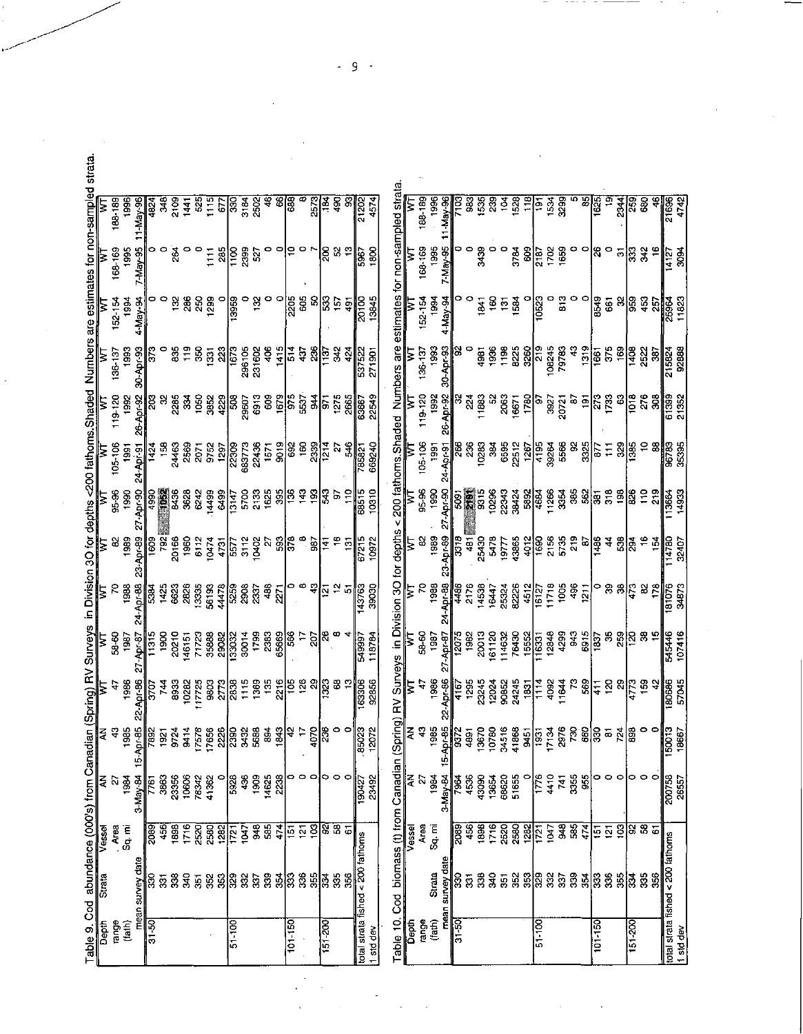Table 9. Cod abundance (000's) from Canadian (Spring) RV Surveys in Division 3O for depths <200 fathoms. Shaded Numbers are estimates for non-sampled strata.

| Depth range (fath) | Strata | Vessel Area Sq. mi | AN | AN | WT | WT | WT | WT | WT | WT | WT | WT | WT | WT | WT |
|---|---|---|---|---|---|---|---|---|---|---|---|---|---|---|---|
| | | | 27 | 43 | 47 | 58-60 | 70 | 82 | 95-96 | 105-106 | 119-120 | 136-137 | 152-154 | 168-169 | 188-189 |
| | | | 1984 | 1985 | 1986 | 1987 | 1988 | 1989 | 1990 | 1991 | 1992 | 1993 | 1994 | 1995 | 1996 |
| | mean survey date | | 3-May-84 | 15-Apr-85 | 22-Apr-86 | 27-Apr-87 | 24-Apr-88 | 23-Apr-89 | 27-Apr-90 | 24-Apr-91 | 26-Apr-92 | 30-Apr-93 | 4-May-94 | 7-May-95 | 11-May-96 |
| 31-50 | 330 | 2089 | 7761 | 7892 | 3707 | 11315 | 5384 | 1609 | 4990 | 1424 | 203 | 373 | 0 | 0 | 4824 |
| | 331 | 456 | 3663 | 1921 | 744 | 1900 | 1425 | 792 | 1052 | 158 | 32 | 0 | 0 | 0 | 346 |
| | 338 | 1898 | 23356 | 9724 | 8933 | 20210 | 6623 | 20166 | 8436 | 24463 | 2285 | 835 | 132 | 264 | 2109 |
| | 340 | 1716 | 10606 | 9414 | 10282 | 146151 | 2828 | 1960 | 3628 | 2569 | 334 | 119 | 286 | 0 | 1441 |
| | 351 | 2520 | 76342 | 17578 | 117725 | 71723 | 13335 | 6112 | 6242 | 2071 | 1050 | 350 | 250 | 0 | 525 |
| | 352 | 2580 | 41362 | 17656 | 9803 | 35688 | 56193 | 10474 | 14499 | 9752 | 3852 | 1331 | 1299 | 1111 | 1115 |
| | 353 | 1282 | 0 | 2226 | 2773 | 29082 | 44478 | 4731 | 6499 | 1297 | 4229 | 223 | 0 | 285 | 677 |
| 51-100 | 329 | 1721 | 5928 | 2390 | 2838 | 133032 | 5259 | 5577 | 13147 | 22309 | 508 | 1673 | 13959 | 1100 | 330 |
| | 332 | 1047 | 436 | 3432 | 1115 | 30014 | 2908 | 3112 | 5700 | 683773 | 29607 | 296105 | 0 | 2399 | 3184 |
| | 337 | 948 | 1909 | 5688 | 1369 | 1799 | 2337 | 10402 | 2133 | 22436 | 6913 | 231602 | 132 | 527 | 2502 |
| | 339 | 585 | 14625 | 894 | 135 | 2383 | 488 | 27 | 1625 | 1571 | 609 | 406 | 0 | 0 | 46 |
| | 354 | 474 | 2238 | 1843 | 2216 | 65669 | 2271 | 593 | 395 | 9019 | 1679 | 1415 | 0 | 0 | 66 |
| 101-150 | 333 | 151 | 0 | 42 | 105 | 566 | 0 | 378 | 136 | 692 | 975 | 514 | 2205 | 10 | 688 |
| | 336 | 121 | 0 | 17 | 126 | 17 | 8 | 8 | 143 | 160 | 5537 | 437 | 605 | 0 | 8 |
| | 355 | 103 | 0 | 4070 | 29 | 207 | 43 | 987 | 193 | 2339 | 944 | 236 | 50 | 7 | 2573 |
| 151-200 | 334 | 92 | 0 | 236 | 1323 | 26 | 121 | 141 | 543 | 1214 | 971 | 1137 | 533 | 200 | 184 |
| | 335 | 58 | 0 | 0 | 68 | 8 | 12 | 16 | 97 | 27 | 1275 | 342 | 157 | 52 | 490 |
| | 356 | 61 | 0 | 0 | 13 | 4 | 51 | 131 | 110 | 546 | 2665 | 424 | 491 | 13 | 93 |
| total strata fished < 200 fathoms | | | 190427 | 85023 | 183306 | 549997 | 143763 | 67215 | 68515 | 785821 | 63667 | 537522 | 20100 | 5967 | 21202 |
| 1 std dev | | | 23492 | 12072 | 92856 | 118784 | 39030 | 10972 | 10310 | 669240 | 22549 | 271901 | 13845 | 1800 | 4574 |

Table 10. Cod biomass (t) from Canadian (Spring) RV Surveys in Division 3O for depths < 200 fathoms. Shaded Numbers are estimates for non-sampled strata.

| Depth range (fath) | Strata | Vessel Area Sq. mi | AN | AN | WT | WT | WT | WT | WT | WT | WT | WT | WT | WT | WT |
|---|---|---|---|---|---|---|---|---|---|---|---|---|---|---|---|
| | | | 27 | 43 | 47 | 58-60 | 70 | 82 | 95-96 | 105-106 | 119-120 | 136-137 | 152-154 | 168-169 | 188-189 |
| | | | 1984 | 1985 | 1986 | 1987 | 1988 | 1989 | 1990 | 1991 | 1992 | 1993 | 1994 | 1995 | 1996 |
| | mean survey date | | 3-May-84 | 15-Apr-85 | 22-Apr-86 | 27-Apr-87 | 24-Apr-88 | 23-Apr-89 | 27-Apr-90 | 24-Apr-91 | 26-Apr-92 | 30-Apr-93 | 4-May-94 | 7-May-95 | 11-May-96 |
| 31-50 | 330 | 2089 | 7964 | 9372 | 4167 | 12075 | 4486 | 3318 | 5091 | 266 | 32 | 92 | 0 | 0 | 7103 |
| | 331 | 456 | 4536 | 4891 | 1295 | 1982 | 2176 | 481 | 2191 | 236 | 224 | 0 | 0 | 0 | 983 |
| | 338 | 1898 | 43090 | 13670 | 23245 | 20013 | 14538 | 25430 | 9315 | 10283 | 11883 | 4981 | 1841 | 3439 | 1535 |
| | 340 | 1716 | 13654 | 10780 | 12024 | 161120 | 16447 | 5478 | 10296 | 384 | 52 | 1936 | 160 | 0 | 239 |
| | 351 | 2520 | 68620 | 34516 | 90852 | 114632 | 25324 | 19777 | 22343 | 6595 | 2063 | 1198 | 131 | 0 | 104 |
| | 352 | 2580 | 51655 | 41868 | 24245 | 76430 | 82226 | 43865 | 38424 | 22512 | 16671 | 8225 | 1584 | 3784 | 1528 |
| | 353 | 1282 | 0 | 9451 | 1831 | 15552 | 4512 | 4012 | 5892 | 1267 | 1780 | 3260 | 0 | 609 | 118 |
| 51-100 | 329 | 1721 | 1776 | 1931 | 1114 | 116331 | 16127 | 1690 | 4684 | 4195 | 97 | 219 | 10523 | 2187 | 191 |
| | 332 | 1047 | 4410 | 17134 | 4092 | 12848 | 11718 | 2156 | 11266 | 39264 | 3927 | 108245 | 0 | 1702 | 1534 |
| | 337 | 948 | 741 | 2976 | 11644 | 4299 | 1005 | 5735 | 3354 | 5566 | 20721 | 79783 | 813 | 1659 | 3299 |
| | 339 | 585 | 3355 | 730 | 73 | 943 | 496 | 219 | 385 | 92 | 87 | 43 | 0 | 0 | 5 |
| | 354 | 474 | 955 | 680 | 569 | 6915 | 1211 | 87 | 562 | 3325 | 191 | 1319 | 0 | 0 | 85 |
| 101-150 | 333 | 151 | 0 | 330 | 411 | 1837 | 0 | 1486 | 381 | 677 | 273 | 1661 | 8549 | 26 | 1625 |
| | 336 | 121 | 0 | 81 | 120 | 35 | 39 | 44 | 318 | 111 | 1733 | 375 | 661 | 0 | 19 |
| | 355 | 103 | 0 | 724 | 29 | 259 | 38 | 538 | 198 | 329 | 63 | 169 | 32 | 31 | 2344 |
| 151-200 | 334 | 92 | 0 | 898 | 4773 | 120 | 473 | 294 | 826 | 1385 | 1018 | 1408 | 959 | 333 | 259 |
| | 335 | 58 | 0 | 0 | 159 | 38 | 82 | 16 | 110 | 10 | 276 | 2522 | 453 | 342 | 680 |
| | 356 | 61 | 0 | 0 | 42 | 15 | 178 | 154 | 219 | 88 | 308 | 387 | 257 | 16 | 46 |
| total strata fished < 200 fathoms | | | 200758 | 150013 | 180586 | 545446 | 181076 | 114780 | 113664 | 96783 | 61399 | 215824 | 25964 | 14127 | 21686 |
| 1 std dev | | | 26557 | 18667 | 57045 | 107416 | 34873 | 32407 | 14933 | 35395 | 21352 | 92888 | 11823 | 3094 | 4742 |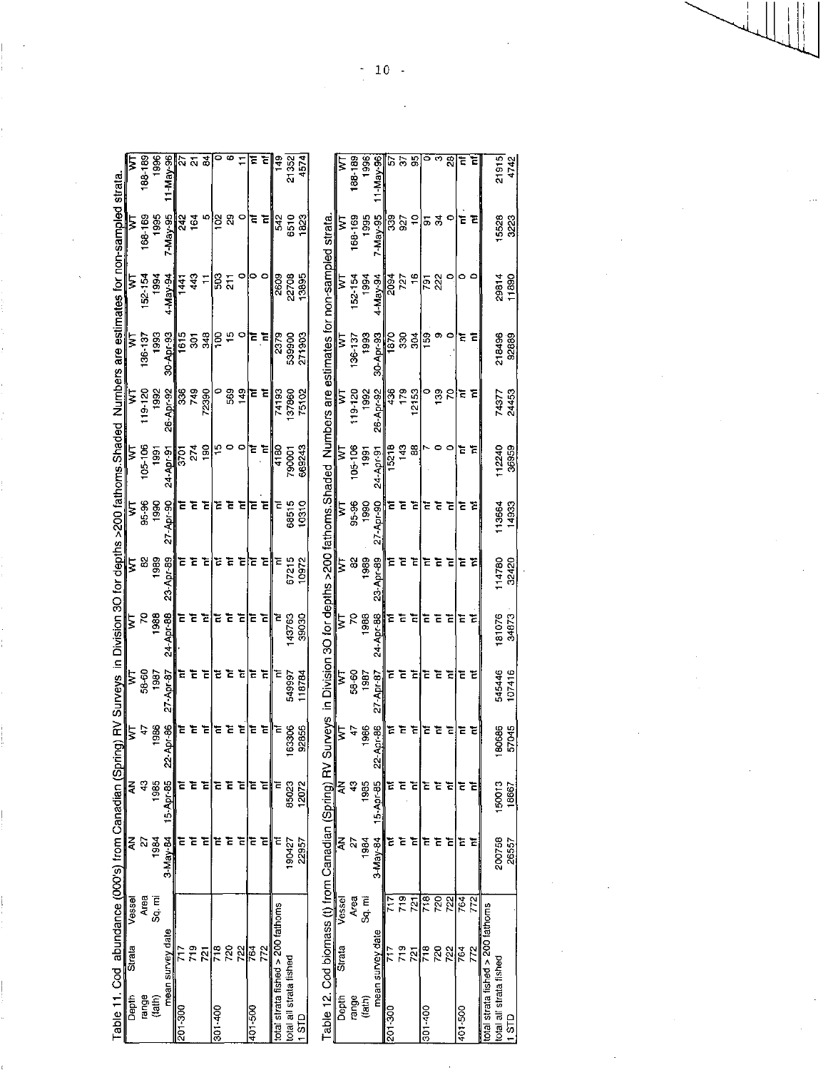Table 11. Cod abundance (000's) from Canadian (Spring) RV Surveys in Division 3O for depths >200 fathoms. Shaded Numbers are estimates for non-sampled strata.

| Depth range (fath) | Strata | Vessel | AN | AN | WT | WT | WT | WT | WT | WT | WT | WT | WT | WT | WT |
|---|---|---|---|---|---|---|---|---|---|---|---|---|---|---|---|
| | | Area | 27 | 43 | 47 | 58-60 | 70 | 82 | 95-96 | 105-106 | 119-120 | 136-137 | 152-154 | 168-169 | 188-189 |
| | | Sq. mi | 1984 | 1985 | 1986 | 1987 | 1988 | 1989 | 1990 | 1991 | 1992 | 1993 | 1994 | 1995 | 1996 |
| | mean survey date | | 3-May-84 | 15-Apr-85 | 22-Apr-86 | 27-Apr-87 | 24-Apr-88 | 23-Apr-89 | 27-Apr-90 | 24-Apr-91 | 26-Apr-92 | 30-Apr-93 | 4-May-94 | 7-May-95 | 11-May-96 |
| 201-300 | 717 | | nf | nf | nf | nf | nf | nf | nf | 3701 | 336 | 1615 | 1441 | 242 | 27 |
| | 719 | | nf | nf | nf | nf | nf | nf | nf | 274 | 749 | 301 | 443 | 164 | 21 |
| | 721 | | nf | nf | nf | nf | nf | nf | nf | 190 | 72390 | 348 | 11 | 5 | 84 |
| 301-400 | 718 | | nf | nf | nf | nf | nf | nf | nf | 15 | 0 | 100 | 503 | 102 | 0 |
| | 720 | | nf | nf | nf | nf | nf | nf | nf | 0 | 569 | 15 | 211 | 29 | 6 |
| | 722 | | nf | nf | nf | nf | nf | nf | nf | 0 | 149 | 0 | 0 | 0 | 11 |
| 401-500 | 764 | | nf | nf | nf | nf | nf | nf | nf | nf | nf | nf | 0 | nf | nf |
| | 772 | | nf | nf | nf | nf | nf | nf | nf | nf | nf | nf | 0 | nf | nf |
| total strata fished > 200 fathoms | | | nf | nf | nf | nf | nf | nf | nf | 4180 | 74193 | 2379 | 2609 | 542 | 149 |
| total all strata fished | | | 190427 | 85023 | 163306 | 549997 | 143763 | 67215 | 68515 | 790001 | 137860 | 539900 | 22708 | 6510 | 21352 |
| 1 STD | | | 22957 | 12072 | 92866 | 118784 | 39030 | 10972 | 10310 | 669243 | 75102 | 271903 | 13895 | 1823 | 4574 |

Table 12. Cod biomass (t) from Canadian (Spring) RV Surveys in Division 3O for depths >200 fathoms. Shaded Numbers are estimates for non-sampled strata.

| Depth range (fath) | Strata | Vessel | AN | AN | WT | WT | WT | WT | WT | WT | WT | WT | WT | WT | WT |
|---|---|---|---|---|---|---|---|---|---|---|---|---|---|---|---|
| | | Area | 27 | 43 | 47 | 58-60 | 70 | 82 | 95-96 | 105-106 | 119-120 | 136-137 | 152-154 | 168-169 | 188-189 |
| | | Sq. mi | 1984 | 1985 | 1986 | 1987 | 1988 | 1989 | 1990 | 1991 | 1992 | 1993 | 1994 | 1995 | 1996 |
| | mean survey date | | 3-May-84 | 15-Apr-85 | 22-Apr-86 | 27-Apr-87 | 24-Apr-88 | 23-Apr-89 | 27-Apr-90 | 24-Apr-91 | 26-Apr-92 | 30-Apr-93 | 4-May-94 | 7-May-95 | 11-May-96 |
| 201-300 | 717 | | nf | nf | nf | nf | nf | nf | nf | 15216 | 436 | 1870 | 2094 | 339 | 57 |
| | 719 | | nf | nf | nf | nf | nf | nf | nf | 143 | 179 | 330 | 727 | 927 | 37 |
| | 721 | | nf | nf | nf | nf | nf | nf | nf | 88 | 12153 | 304 | 16 | 10 | 95 |
| 301-400 | 718 | | nf | nf | nf | nf | nf | nf | nf | 7 | 0 | 159 | 791 | 91 | 0 |
| | 720 | | nf | nf | nf | nf | nf | nf | nf | 0 | 139 | 9 | 222 | 34 | 3 |
| | 722 | | nf | nf | nf | nf | nf | nf | nf | 0 | 70 | 0 | 0 | 0 | 28 |
| 401-500 | 764 | | nf | nf | nf | nf | nf | nf | nf | nf | nf | nf | 0 | nf | nf |
| | 772 | | nf | nf | nf | nf | nf | nf | nf | nf | nf | nf | 0 | nf | nf |
| total strata fished > 200 fathoms | | | | | | | | | | | | | | | |
| total all strata fished | | | 200758 | 150013 | 180686 | 545446 | 181076 | 114780 | 113664 | 112240 | 74377 | 218496 | 29814 | 15528 | 21915 |
| 1 STD | | | 26557 | 18667 | 57045 | 107416 | 34873 | 32420 | 14933 | 36959 | 24453 | 92689 | 11890 | 3223 | 4742 |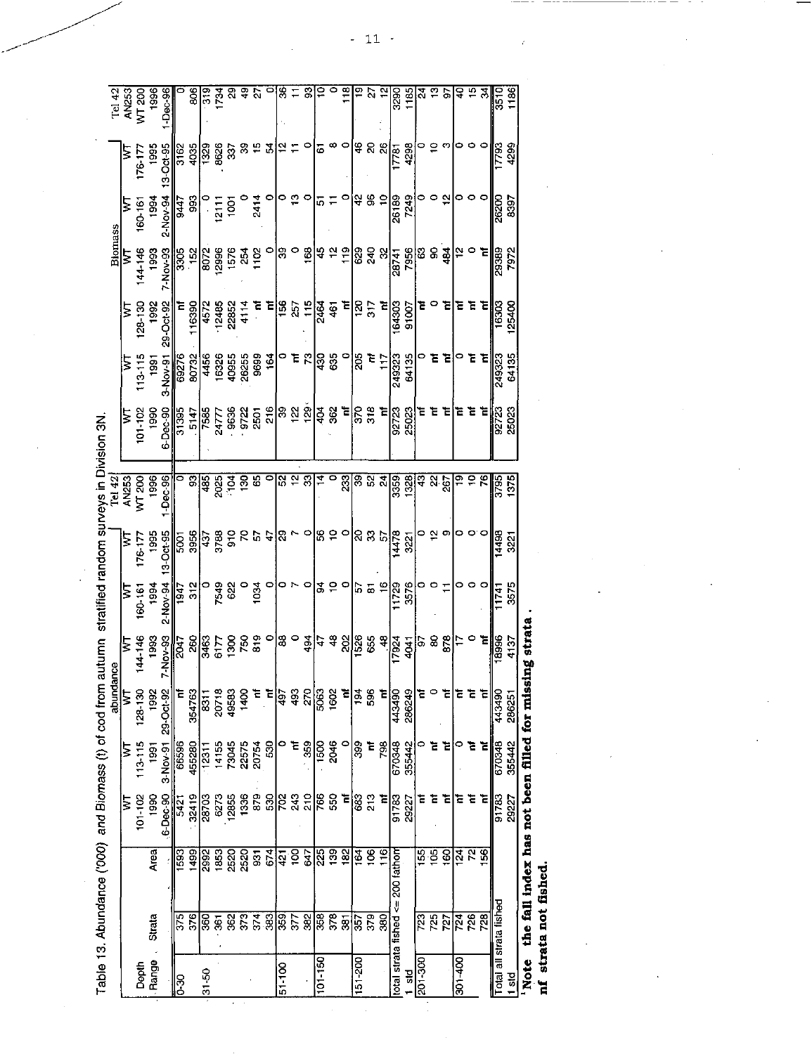Table 13. Abundance ('000) and Biomass (t) of cod from autumn stratified random surveys in Division 3N.

| Depth Range | Strata | Area | Abundance | | | | | | | Biomass | | | | | | |
|---|---|---|---|---|---|---|---|---|---|---|---|---|---|---|---|---|
| | | | WT 101-102 1990 6-Dec-90 | WT 113-115 1991 3-Nov-91 | WT 128-130 1992 29-Oct-92 | WT 144-146 1993 7-Nov-93 | WT 160-161 1994 2-Nov-94 | WT 176-177 1995 13-Oct-95 | Tel 42 AN253 WT 200 1996 1-Dec-96 | WT 101-102 1990 6-Dec-90 | WT 113-115 1991 3-Nov-91 | WT 128-130 1992 29-Oct-92 | WT 144-146 1993 7-Nov-93 | WT 160-161 1994 2-Nov-94 | WT 176-177 1995 13-Oct-95 | Tel 42 AN253 WT 200 1996 1-Dec-96 |
| 0-30 | 375 | 1593 | 5421 | 66596 | nf | 2047 | 1947 | 5001 | 0 | 31385 | 69276 | nf | 3305 | 9447 | 3162 | 0 |
| | 376 | 1499 | 32419 | 455280 | 354763 | 260 | 312 | 3956 | 93 | 5147 | 80732 | 116390 | 152 | 993 | 4035 | 806 |
| 31-50 | 360 | 2992 | 28703 | 12311 | 8311 | 3463 | 0 | 437 | 485 | 7585 | 4456 | 4572 | 8072 | 0 | 1329 | 319 |
| | 361 | 1853 | 6273 | 14155 | 20718 | 6177 | 7549 | 3788 | 2025 | 24777 | 16326 | 12485 | 12996 | 12111 | 8626 | 1734 |
| | 362 | 2520 | 12855 | 73045 | 49583 | 1300 | 622 | 910 | 104 | 9636 | 40955 | 22852 | 1576 | 1001 | 337 | 29 |
| | 373 | 2520 | 1336 | 22575 | 1400 | 750 | 0 | 70 | 130 | 9722 | 26255 | 4114 | 254 | 0 | 39 | 49 |
| | 374 | 931 | 879 | 20754 | nf | 819 | 1034 | 57 | 65 | 2501 | 9699 | nf | 1102 | 2414 | 15 | 27 |
| | 383 | 674 | 530 | 530 | nf | 0 | 0 | 47 | 0 | 216 | 164 | nf | 0 | 0 | 54 | 0 |
| 51-100 | 359 | 421 | 702 | 0 | 497 | 88 | 0 | 29 | 52 | 39 | 0 | 156 | 39 | 0 | 12 | 36 |
| | 377 | 100 | 243 | nf | 493 | 0 | 7 | 7 | 12 | 122 | nf | 257 | 0 | 13 | 11 | 11 |
| | 382 | 647 | 210 | 359 | 270 | 494 | 0 | 0 | 33 | 129 | 73 | 115 | 168 | 0 | 0 | 93 |
| 101-150 | 358 | 225 | 766 | 1500 | 5063 | 47 | 94 | 56 | 14 | 404 | 430 | 2464 | 45 | 51 | 61 | 10 |
| | 378 | 139 | 550 | 2046 | 1602 | 48 | 10 | 10 | 0 | 362 | 635 | 461 | 12 | 11 | 8 | 0 |
| | 381 | 182 | nf | 0 | nf | 202 | 0 | 0 | 233 | nf | 0 | nf | 119 | 0 | 0 | 118 |
| 151-200 | 357 | 164 | 683 | 399 | 194 | 1526 | 57 | 20 | 39 | 370 | 205 | 120 | 629 | 42 | 46 | 19 |
| | 379 | 106 | 213 | nf | 596 | 655 | 81 | 33 | 52 | 318 | nf | 317 | 240 | 96 | 20 | 27 |
| | 380 | 116 | nf | 798 | nf | 48 | 16 | 57 | 24 | nf | 117 | nf | 32 | 10 | 26 | 12 |
| total strata fished <= 200 fathom | | | 91783 | 670348 | 443490 | 17924 | 11729 | 14478 | 3359 | 92723 | 249323 | 164303 | 28741 | 26189 | 17781 | 3290 |
| 1 std | | | 29227 | 355442 | 286249 | 4041 | 3576 | 3221 | 1328 | 25023 | 64135 | 91007 | 7956 | 7249 | 4298 | 1185 |
| 201-300 | 723 | 155 | nf | 0 | nf | 97 | 0 | 0 | 43 | nf | 0 | nf | 63 | 0 | 0 | 24 |
| | 725 | 105 | nf | nf | 0 | 80 | 0 | 12 | 22 | nf | nf | 0 | 90 | 0 | 10 | 13 |
| | 727 | 160 | nf | nf | nf | 878 | 11 | 9 | 267 | nf | nf | nf | 484 | 12 | 3 | 97 |
| 301-400 | 724 | 124 | nf | 0 | nf | 17 | 0 | 0 | 19 | nf | 0 | nf | 12 | 0 | 0 | 40 |
| | 726 | 72 | nf | nf | nf | 0 | 0 | 0 | 10 | nf | nf | nf | 0 | 0 | 0 | 15 |
| | 728 | 156 | nf | nf | nf | nf | 0 | 0 | 76 | nf | nf | nf | nf | 0 | 0 | 34 |
| Total all strata fished | | | 91783 | 670348 | 443490 | 18996 | 11741 | 14498 | 3795 | 92723 | 249323 | 16303 | 29389 | 26200 | 17793 | 3510 |
| 1 std | | | 29227 | 355442 | 286251 | 4137 | 3575 | 3221 | 1375 | 25023 | 64135 | 125400 | 7972 | 8397 | 4299 | 1186 |

[1] **Note the fall index has not been filled for missing strata.**

**nf strata not fished.**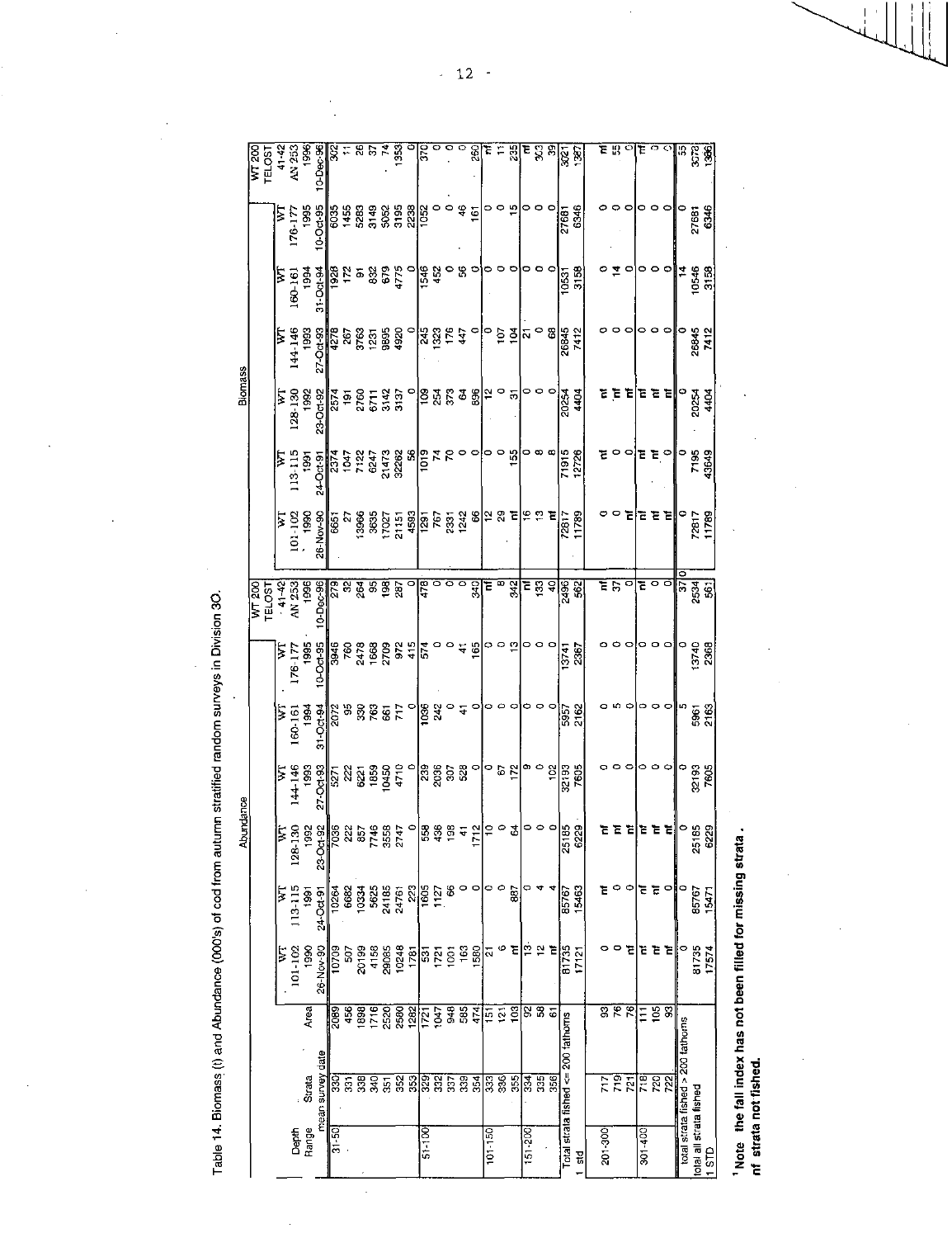Table 14. Biomass (t) and Abundance (000's) of cod from autumn stratified random surveys in Division 3O.

| Depth Range | Strata | Area | Abundance | | | | | | | Biomass | | | | | | |
|---|---|---|---|---|---|---|---|---|---|---|---|---|---|---|---|---|
| | | | WT | WT | WT | WT | WT | WT | WT 200 TELOST | WT | WT | WT | WT | WT | WT | WT 200 TELOST |
| | | | 101-102 | 113-115 | 128-130 | 144-146 | 160-161 | 176-177 | 41-42 AN 253 | 101-102 | 113-115 | 128-130 | 144-146 | 160-161 | 176-177 | 41-42 AN 253 |
| | | | 1990 | 1991 | 1992 | 1993 | 1994 | 1995 | 1996 | 1990 | 1991 | 1992 | 1993 | 1994 | 1995 | 1996 |
| | mean survey date | | 26-Nov-90 | 24-Oct-91 | 23-Oct-92 | 27-Oct-93 | 31-Oct-94 | 10-Oct-95 | 10-Dec-96 | 26-Nov-90 | 24-Oct-91 | 23-Oct-92 | 27-Oct-93 | 31-Oct-94 | 10-Oct-95 | 10-Dec-96 |
| 31-50 | 330 | 2089 | 10709 | 10264 | 7036 | 5271 | 2072 | 3946 | 279 | 6651 | 2374 | 2574 | 4278 | 1928 | 6035 | 302 |
| | 331 | 456 | 507 | 6682 | 222 | 222 | 95 | 760 | 32 | 27 | 1047 | 191 | 267 | 172 | 1455 | 11 |
| | 338 | 1898 | 20199 | 10334 | 857 | 6221 | 330 | 2478 | 264 | 13966 | 7132 | 2760 | 3763 | 91 | 5283 | 26 |
| | 340 | 1716 | 4158 | 5625 | 7746 | 1859 | 763 | 1568 | 95 | 3635 | 6247 | 6711 | 1231 | 832 | 3149 | 37 |
| | 351 | 2520 | 29085 | 24185 | 3558 | 10450 | 661 | 2709 | 198 | 17027 | 21473 | 3142 | 9895 | 679 | 5062 | 74 |
| | 352 | 2580 | 10248 | 24761 | 2747 | 4710 | 717 | 972 | 287 | 21151 | 32262 | 3137 | 4920 | 4775 | 3195 | 1353 |
| | 353 | 1282 | 1781 | 223 | 0 | 0 | 0 | 415 | 0 | 4593 | 56 | 0 | 0 | 0 | 2238 | 0 |
| 51-100 | 329 | 1721 | 531 | 1605 | 558 | 239 | 1036 | 574 | 478 | 1291 | 1019 | 109 | 245 | 1546 | 1052 | 370 |
| | 332 | 1047 | 1721 | 1127 | 438 | 2036 | 242 | 0 | 0 | 767 | 74 | 254 | 1323 | 452 | 0 | 0 |
| | 337 | 948 | 1001 | 66 | 198 | 307 | 0 | 0 | 0 | 2331 | 70 | 373 | 176 | 0 | 0 | 0 |
| | 339 | 585 | 163 | 0 | 41 | 528 | 41 | 41 | 0 | 1242 | 0 | 64 | 447 | 56 | 46 | 0 |
| | 354 | 474 | 1580 | 0 | 1712 | 0 | 0 | 165 | 340 | 66 | 0 | 896 | 0 | 0 | 161 | 260 |
| 101-150 | 333 | 151 | 21 | 0 | 10 | 0 | 0 | 0 | nf | 12 | 0 | 12 | 0 | 0 | 0 | nf |
| | 336 | 121 | 6 | 0 | 0 | 67 | 0 | 0 | 8 | 29 | 0 | 0 | 107 | 0 | 0 | 11 |
| | 355 | 103 | nf | 887 | 64 | 172 | 0 | 13 | 342 | nf | 155 | 31 | 104 | 0 | 15 | 235 |
| 151-200 | 334 | 92 | 13 | 0 | 0 | 9 | 0 | 0 | nf | 16 | 0 | 0 | 21 | 0 | 0 | nf |
| | 335 | 58 | 12 | 4 | 0 | 0 | 0 | 0 | 133 | 13 | 8 | 0 | 0 | 0 | 0 | 303 |
| | 356 | 61 | nf | 4 | 0 | 102 | 0 | 0 | 40 | nf | 8 | 0 | 68 | 0 | 0 | 39 |
| Total strata fished <= 200 fathoms | | | 81735 | 85767 | 25185 | 32193 | 5957 | 13741 | 2496 | 72817 | 71915 | 20254 | 26845 | 10531 | 27681 | 3021 |
| 1 std | | | 17121 | 15463 | 6229 | 7605 | 2162 | 2367 | 562 | 11789 | 12726 | 4404 | 7412 | 3158 | 6346 | 1367 |
| 201-300 | 717 | 93 | 0 | nf | nf | 0 | 0 | 0 | nf | 0 | nf | nf | 0 | 0 | 0 | nf |
| | 719 | 76 | 0 | 0 | nf | 0 | 5 | 0 | 37 | 0 | 0 | nf | 0 | 14 | 0 | 55 |
| | 721 | 76 | nf | 0 | nf | 0 | 0 | 0 | 0 | nf | 0 | nf | 0 | 0 | 0 | 0 |
| 301-400 | 718 | 111 | nf | nf | nf | 0 | 0 | 0 | nf | nf | nf | nf | 0 | 0 | 0 | nf |
| | 720 | 105 | nf | nf | nf | 0 | 0 | 0 | 0 | nf | nf | nf | 0 | 0 | 0 | 0 |
| | 722 | 93 | nf | 0 | nf | 0 | 0 | 0 | 0 | nf | 0 | nf | 0 | 0 | 0 | 0 |
| total strata fished > 200 fathoms | | | 0 | 0 | 0 | 0 | 5 | 0 | 37 | 0 | 0 | 0 | 0 | 14 | 0 | 55 |
| total all strata fished | | | 81735 | 85767 | 25185 | 32193 | 5961 | 13740 | 2534 | 72817 | 7195 | 20254 | 26845 | 10546 | 27681 | 3078 |
| 1 STD | | | 17574 | 15471 | 6229 | 7605 | 2163 | 2368 | 561 | 11789 | 43649 | 4404 | 7412 | 3158 | 6346 | 1366 |

**[1] Note the fall index has not been filled for missing strata.**
**nf strata not fished.**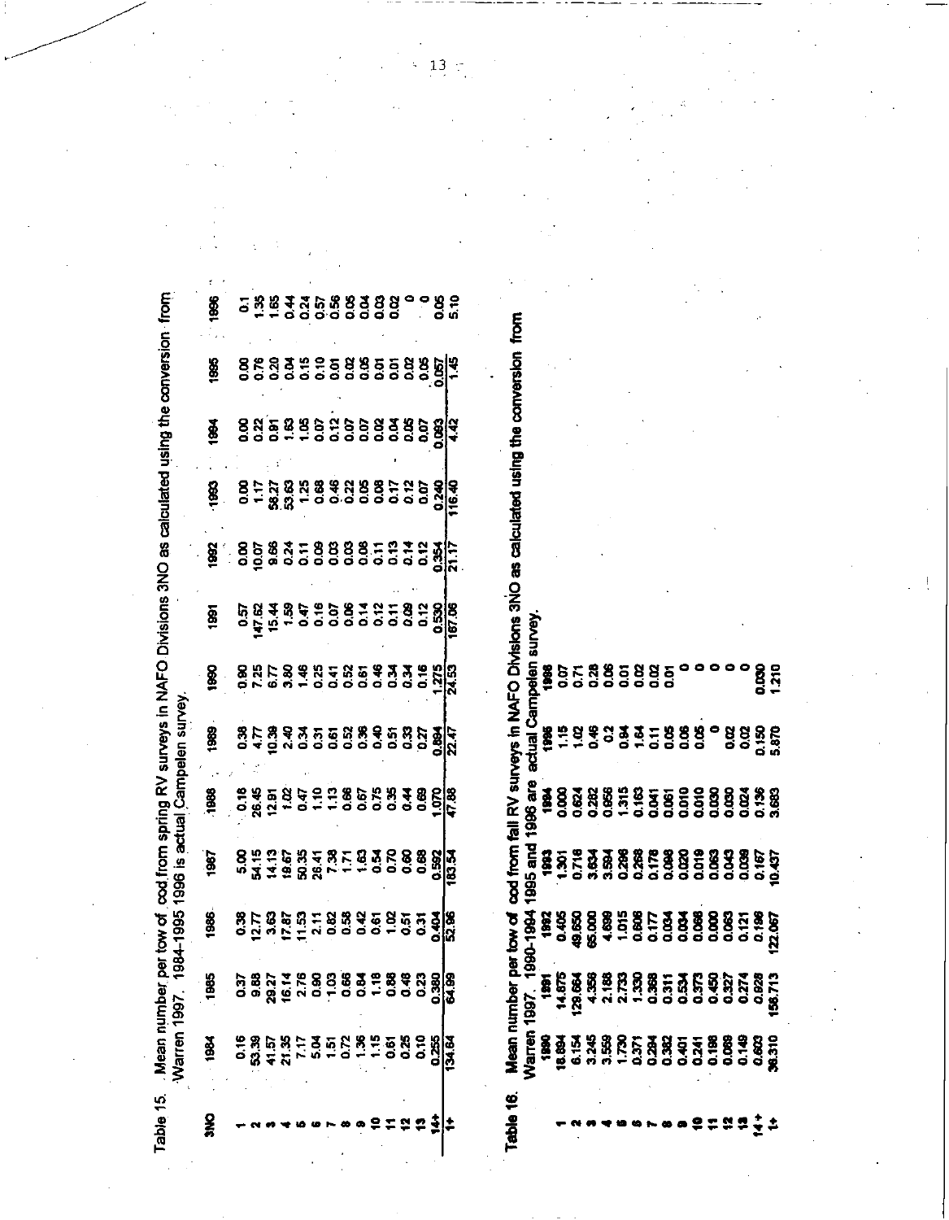Table 15. Mean number per tow of cod from spring RV surveys in NAFO Divisions 3NO as calculated using the conversion from Warren 1997. 1984-1995 1996 is actual Campelen survey.

| 3NO | 1984 | 1985 | 1986 | 1987 | 1988 | 1989 | 1990 | 1991 | 1992 | 1993 | 1994 | 1995 | 1996 |
|---|---|---|---|---|---|---|---|---|---|---|---|---|---|
| 1 | 0.16 | 0.37 | 0.36 | 5.00 | 0.16 | 0.36 | 0.90 | 0.57 | 0.00 | 0.00 | 0.00 | 0.00 | 0.1 |
| 2 | 53.39 | 9.88 | 12.77 | 54.15 | 26.45 | 4.77 | 7.25 | 147.62 | 10.07 | 1.17 | 0.22 | 0.76 | 1.35 |
| 3 | 41.57 | 29.27 | 3.63 | 14.13 | 12.81 | 10.39 | 6.77 | 15.44 | 9.66 | 58.27 | 0.91 | 0.20 | 1.65 |
| 4 | 21.35 | 16.14 | 17.87 | 19.67 | 1.02 | 2.40 | 3.80 | 1.59 | 0.24 | 53.63 | 1.63 | 0.04 | 0.44 |
| 5 | 7.17 | 2.76 | 11.53 | 50.35 | 0.47 | 0.34 | 1.46 | 0.47 | 0.11 | 1.25 | 1.05 | 0.15 | 0.24 |
| 6 | 5.04 | 0.90 | 2.11 | 26.41 | 1.10 | 0.31 | 0.25 | 0.16 | 0.09 | 0.68 | 0.07 | 0.10 | 0.57 |
| 7 | 1.51 | 1.03 | 0.82 | 7.38 | 1.13 | 0.61 | 0.41 | 0.07 | 0.03 | 0.46 | 0.12 | 0.01 | 0.56 |
| 8 | 0.72 | 0.66 | 0.58 | 1.71 | 0.66 | 0.52 | 0.52 | 0.06 | 0.03 | 0.22 | 0.07 | 0.02 | 0.05 |
| 9 | 1.36 | 0.84 | 0.42 | 1.63 | 0.67 | 0.36 | 0.61 | 0.14 | 0.06 | 0.05 | 0.07 | 0.05 | 0.04 |
| 10 | 1.15 | 1.18 | 0.61 | 0.54 | 0.75 | 0.40 | 0.46 | 0.12 | 0.11 | 0.08 | 0.02 | 0.01 | 0.03 |
| 11 | 0.61 | 0.88 | 1.02 | 0.70 | 0.35 | 0.51 | 0.34 | 0.11 | 0.13 | 0.17 | 0.04 | 0.01 | 0.02 |
| 12 | 0.25 | 0.48 | 0.51 | 0.60 | 0.44 | 0.33 | 0.34 | 0.09 | 0.14 | 0.12 | 0.05 | 0.02 | 0 |
| 13 | 0.10 | 0.23 | 0.31 | 0.68 | 0.69 | 0.27 | 0.16 | 0.12 | 0.12 | 0.07 | 0.07 | 0.05 | 0 |
| 14+ | 0.255 | 0.380 | 0.404 | 0.592 | 1.070 | 0.894 | 1.275 | 0.530 | 0.354 | 0.240 | 0.093 | 0.057 | 0.05 |
| 1+ | 134.64 | 64.99 | 52.96 | 183.54 | 47.88 | 22.47 | 24.53 | 167.08 | 21.17 | 116.40 | 4.42 | 1.45 | 5.10 |

Table 16. Mean number per tow of cod from fall RV surveys in NAFO Divisions 3NO as calculated using the conversion from Warren 1997. 1990-1994 1995 and 1996 are actual Campelen survey.

| | 1990 | 1991 | 1992 | 1993 | 1994 | 1995 | 1996 |
|---|---|---|---|---|---|---|---|
| 1 | 18.894 | 14.875 | 0.405 | 1.301 | 0.000 | 1.15 | 0.07 |
| 2 | 6.154 | 129.664 | 49.650 | 0.716 | 0.624 | 1.02 | 0.71 |
| 3 | 3.245 | 4.356 | 65.000 | 3.634 | 0.282 | 0.46 | 0.28 |
| 4 | 3.559 | 2.188 | 4.699 | 3.594 | 0.856 | 0.2 | 0.06 |
| 5 | 1.730 | 2.733 | 1.015 | 0.298 | 1.315 | 0.84 | 0.01 |
| 6 | 0.371 | 1.330 | 0.606 | 0.268 | 0.163 | 1.64 | 0.02 |
| 7 | 0.284 | 0.368 | 0.177 | 0.178 | 0.041 | 0.11 | 0.02 |
| 8 | 0.382 | 0.311 | 0.034 | 0.098 | 0.061 | 0.05 | 0.01 |
| 9 | 0.401 | 0.534 | 0.034 | 0.020 | 0.010 | 0.06 | 0 |
| 10 | 0.241 | 0.373 | 0.066 | 0.019 | 0.010 | 0.05 | 0 |
| 11 | 0.198 | 0.450 | 0.000 | 0.063 | 0.030 | 0 | 0 |
| 12 | 0.089 | 0.327 | 0.063 | 0.043 | 0.030 | 0.02 | 0 |
| 13 | 0.149 | 0.274 | 0.121 | 0.039 | 0.024 | 0.02 | 0 |
| 14+ | 0.603 | 0.928 | 0.198 | 0.167 | 0.136 | 0.150 | 0.030 |
| 1+ | 36.310 | 158.713 | 122.067 | 10.437 | 3.683 | 5.870 | 1.210 |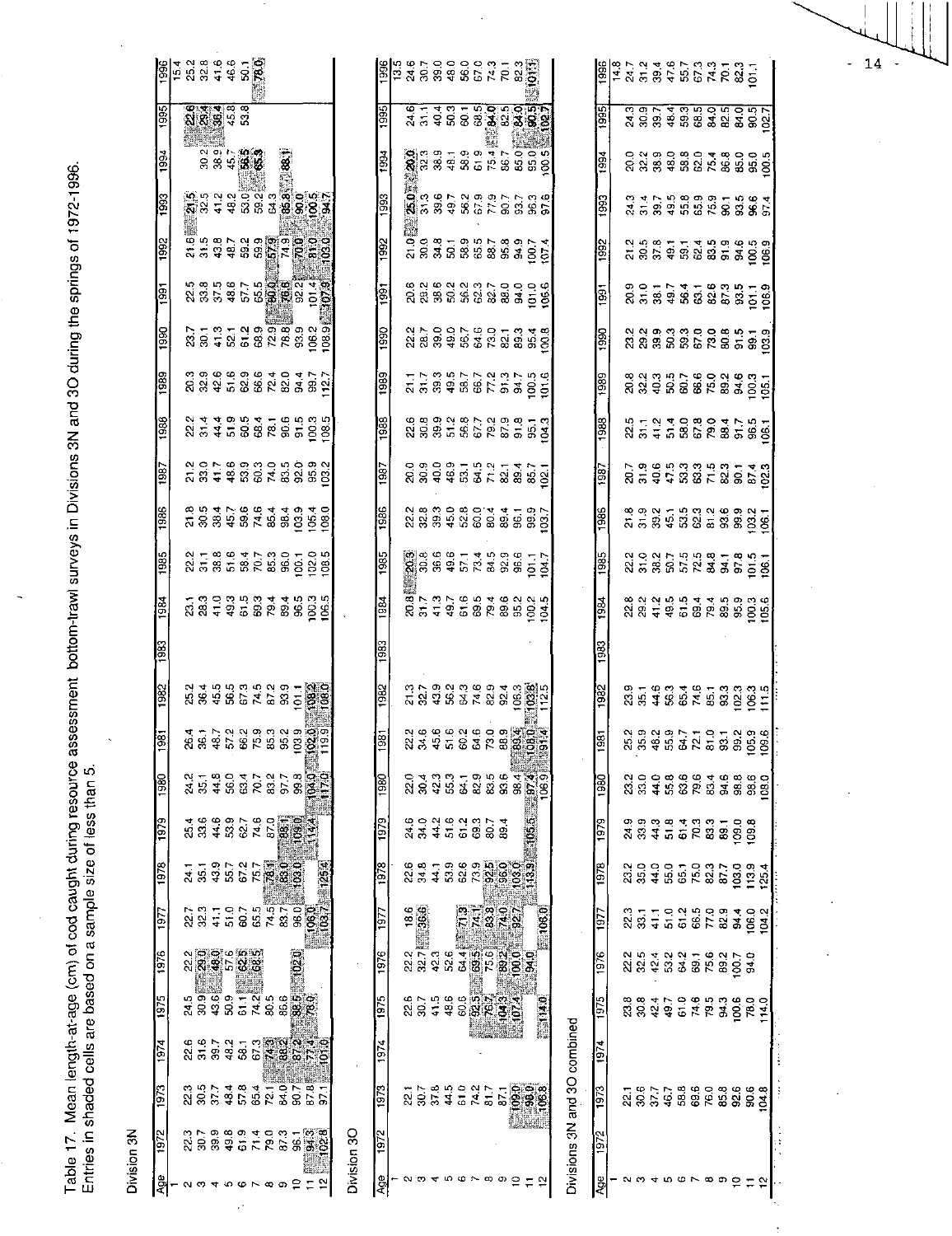Table 17. Mean length-at-age (cm) of cod caught during resource assessment bottom-trawl surveys in Divisions 3N and 3O during the springs of 1972-1996. Entries in shaded cells are based on a sample size of less than 5.

Division 3N

| Age | 1972 | 1973 | 1974 | 1975 | 1976 | 1977 | 1978 | 1979 | 1980 | 1981 | 1982 | 1983 | 1984 | 1985 | 1986 | 1987 | 1988 | 1989 | 1990 | 1991 | 1992 | 1993 | 1994 | 1995 | 1996 |
|---|---|---|---|---|---|---|---|---|---|---|---|---|---|---|---|---|---|---|---|---|---|---|---|---|---|
| 1 | | | | | | | | | | | | | | | | | | | | | | | | | 15.4 |
| 2 | 22.3 | 22.3 | 22.6 | 24.5 | 22.2 | 22.7 | 24.1 | 25.4 | 24.2 | 26.4 | 25.2 | | 23.1 | 22.2 | 21.8 | 21.2 | 22.2 | 20.3 | 23.7 | 22.5 | 21.6 | 21.5 | | 22.6 | 25.2 |
| 3 | 30.7 | 30.5 | 31.6 | 30.9 | 29.0 | 32.3 | 35.1 | 33.6 | 35.1 | 36.1 | 36.4 | | 28.3 | 31.1 | 30.5 | 33.0 | 31.4 | 32.9 | 30.1 | 33.8 | 31.5 | 32.5 | 30.2 | 29.4 | 32.8 |
| 4 | 39.9 | 37.7 | 39.7 | 43.6 | 48.0 | 41.1 | 43.9 | 44.6 | 44.8 | 48.7 | 45.5 | | 41.0 | 38.8 | 38.4 | 41.7 | 44.4 | 42.6 | 41.3 | 37.5 | 43.8 | 41.2 | 38.9 | 36.4 | 41.6 |
| 5 | 49.8 | 48.4 | 48.2 | 50.9 | 57.6 | 51.0 | 55.7 | 53.9 | 56.0 | 57.2 | 56.5 | | 49.3 | 51.6 | 45.7 | 48.6 | 51.9 | 51.6 | 52.1 | 48.6 | 48.7 | 48.2 | 45.7 | 45.8 | 46.6 |
| 6 | 61.9 | 57.8 | 58.1 | 61.1 | 62.5 | 60.7 | 67.2 | 62.7 | 63.4 | 66.2 | 67.3 | | 61.5 | 58.4 | 59.6 | 53.9 | 60.5 | 62.9 | 61.2 | 57.7 | 59.2 | 53.0 | 56.5 | 53.8 | 50.1 |
| 7 | 71.4 | 65.4 | 67.3 | 74.2 | 68.5 | 65.5 | 75.7 | 74.6 | 70.7 | 75.9 | 74.5 | | 69.3 | 70.7 | 74.6 | 60.3 | 68.4 | 66.6 | 68.9 | 65.5 | 59.9 | 59.2 | 65.3 | | 78.0 |
| 8 | 79.0 | 72.1 | 74.3 | 80.5 | | 74.5 | 78.1 | 87.0 | 83.2 | 85.3 | 87.2 | | 79.4 | 85.3 | 85.4 | 74.0 | 78.1 | 72.4 | 72.9 | 80.0 | 57.9 | 64.3 | | | |
| 9 | 87.3 | 84.0 | 88.2 | 86.6 | | 83.7 | 83.0 | 83.1 | 97.7 | 95.2 | 93.9 | | 89.4 | 96.0 | 98.4 | 83.5 | 90.6 | 82.0 | 78.8 | 76.6 | 74.9 | 85.8 | 88.1 | | |
| 10 | 96.1 | 90.7 | 87.2 | 88.5 | 102.0 | 96.0 | 103.0 | 109.0 | 99.8 | 103.9 | 101.1 | | 96.5 | 100.1 | 103.9 | 92.0 | 91.5 | 94.4 | | 92.2 | 70.0 | 90.0 | | | |
| 11 | 94.3 | 87.8 | 77.4 | 78.9 | | 105.0 | | 114.4 | 104.0 | 102.0 | 108.2 | | 100.3 | 102.0 | 105.4 | 95.9 | 100.3 | 99.7 | 106.2 | 101.4 | 81.0 | 100.5 | | | |
| 12 | 102.8 | 97.1 | 101.0 | | | 103.7 | 125.4 | | 117.0 | 119.9 | 108.0 | | 106.5 | 108.5 | 108.0 | 103.2 | 108.5 | 112.7 | 108.9 | 107.9 | 103.0 | 94.7 | | | |

Division 3O

| Age | 1972 | 1973 | 1974 | 1975 | 1976 | 1977 | 1978 | 1979 | 1980 | 1981 | 1982 | 1983 | 1984 | 1985 | 1986 | 1987 | 1988 | 1989 | 1990 | 1991 | 1992 | 1993 | 1994 | 1995 | 1996 |
|---|---|---|---|---|---|---|---|---|---|---|---|---|---|---|---|---|---|---|---|---|---|---|---|---|---|
| 1 | | | | | | | | | | | | | | | | | | | | | | | | | 13.5 |
| 2 | | 22.1 | | 22.6 | 22.2 | 18.6 | 22.6 | 24.6 | 22.0 | 22.2 | 21.3 | | 20.8 | 20.5 | 22.2 | 20.0 | 22.6 | 21.1 | 22.2 | 20.6 | 21.0 | 25.0 | 20.0 | 24.6 | 24.6 |
| 3 | | 30.7 | | 30.7 | 32.7 | 36.6 | 34.8 | 34.0 | 30.4 | 34.6 | 32.7 | | 31.7 | 30.8 | 32.8 | 30.9 | 30.8 | 31.7 | 28.7 | 29.2 | 30.0 | 31.3 | 32.3 | 31.1 | 30.7 |
| 4 | | 37.8 | | 41.5 | 42.3 | | 44.1 | 44.2 | 42.3 | 45.6 | 43.9 | | 41.3 | 36.6 | 39.3 | 40.0 | 39.9 | 39.3 | 39.0 | 38.6 | 34.8 | 39.6 | 38.9 | 40.4 | 39.0 |
| 5 | | 44.5 | | 48.6 | 52.6 | | 53.9 | 51.6 | 55.3 | 51.6 | 56.2 | | 49.7 | 49.6 | 45.0 | 46.9 | 51.2 | 49.5 | 49.0 | 50.2 | 50.1 | 49.7 | 48.1 | 50.3 | 48.0 |
| 6 | | 51.0 | | 60.6 | 64.4 | 71.3 | 62.6 | 61.2 | 64.1 | 60.2 | 64.3 | | 61.6 | 57.1 | 52.8 | 53.1 | 56.8 | 58.7 | 55.7 | 56.2 | 58.9 | 56.2 | 58.9 | 60.1 | 56.0 |
| 7 | | 74.2 | | 92.5 | 69.5 | 74.1 | 73.9 | 69.3 | 82.9 | 64.6 | 74.6 | | 69.5 | 73.4 | 60.0 | 64.5 | 67.7 | 66.7 | 64.6 | 62.3 | 65.5 | 67.9 | 61.9 | 68.5 | 67.0 |
| 8 | | 81.7 | | 76.7 | 75.6 | 83.9 | 92.5 | 80.7 | 83.5 | 73.0 | 82.9 | | 79.4 | 84.5 | 80.4 | 71.2 | 79.2 | 77.2 | 73.0 | 82.7 | 88.7 | 77.9 | 75.4 | 84.0 | 74.3 |
| 9 | | 87.1 | | 104.3 | 89.2 | 74.0 | 96.0 | 89.4 | 93.6 | 88.9 | 92.4 | | 89.6 | 92.9 | 89.4 | 82.1 | 87.9 | 91.3 | 82.1 | 88.0 | 95.8 | 90.7 | 86.7 | 82.5 | 70.1 |
| 10 | | 109.0 | | 107.4 | 100.0 | 92.7 | 103.0 | | 98.4 | 89.4 | 106.3 | | 95.2 | 98.6 | 96.1 | 89.4 | 91.8 | 94.7 | 89.3 | 94.0 | 94.9 | 93.7 | 85.0 | 84.0 | 82.3 |
| 11 | | 98.0 | | | 94.0 | | 113.9 | 105.5 | 97.4 | 108.0 | 103.8 | | 100.2 | 101.1 | 99.9 | 85.7 | 95.1 | 100.5 | 95.4 | 101.0 | 100.7 | 96.3 | 95.0 | 90.5 | 101.1 |
| 12 | | 106.8 | | 114.0 | | 106.0 | | | 106.9 | 91.4 | 112.5 | | 104.5 | 104.7 | 103.7 | 102.1 | 104.3 | 101.6 | 100.8 | 106.6 | 107.4 | 97.6 | 100.5 | 102.7 | |

Divisions 3N and 3O combined

| Age | 1972 | 1973 | 1974 | 1975 | 1976 | 1977 | 1978 | 1979 | 1980 | 1981 | 1982 | 1983 | 1984 | 1985 | 1986 | 1987 | 1988 | 1989 | 1990 | 1991 | 1992 | 1993 | 1994 | 1995 | 1996 |
|---|---|---|---|---|---|---|---|---|---|---|---|---|---|---|---|---|---|---|---|---|---|---|---|---|---|
| 1 | | | | | | | | | | | | | | | | | | | | | | | | | 14.8 |
| 2 | | 22.1 | | 23.8 | 22.2 | 22.3 | 23.2 | 24.9 | 23.2 | 25.2 | 23.9 | | 22.8 | 22.2 | 21.8 | 20.7 | 22.5 | 20.8 | 23.2 | 20.9 | 21.2 | 24.3 | 20.0 | 24.3 | 24.7 |
| 3 | | 30.6 | | 30.8 | 32.5 | 33.1 | 35.0 | 33.9 | 33.0 | 35.9 | 35.1 | | 29.2 | 31.0 | 31.9 | 31.9 | 31.1 | 32.2 | 29.2 | 31.0 | 30.5 | 31.4 | 32.2 | 30.9 | 31.2 |
| 4 | | 37.7 | | 42.4 | 42.4 | 41.1 | 44.0 | 44.3 | 44.0 | 48.2 | 44.6 | | 41.2 | 38.2 | 39.2 | 40.6 | 41.2 | 40.3 | 39.9 | 38.1 | 37.8 | 39.7 | 38.9 | 39.7 | 39.4 |
| 5 | | 46.7 | | 49.7 | 53.2 | 51.0 | 55.0 | 51.8 | 55.8 | 55.9 | 56.3 | | 49.5 | 50.7 | 45.1 | 47.5 | 51.4 | 50.5 | 50.3 | 49.7 | 49.1 | 49.5 | 48.0 | 48.4 | 47.6 |
| 6 | | 58.8 | | 61.0 | 64.2 | 61.2 | 65.1 | 61.4 | 63.6 | 64.7 | 65.4 | | 61.5 | 57.5 | 53.5 | 53.3 | 58.0 | 60.7 | 59.3 | 56.4 | 59.1 | 55.8 | 58.8 | 59.3 | 55.7 |
| 7 | | 68.6 | | 74.6 | 69.1 | 66.5 | 75.0 | 70.3 | 79.6 | 72.1 | 74.6 | | 69.4 | 72.5 | 62.3 | 63.3 | 67.8 | 66.6 | 67.0 | 63.1 | 62.4 | 65.9 | 62.0 | 68.5 | 67.3 |
| 8 | | 76.0 | | 79.5 | 75.6 | 77.0 | 82.3 | 83.3 | 83.4 | 81.0 | 85.1 | | 79.4 | 84.8 | 81.2 | 71.5 | 79.0 | 75.0 | 73.0 | 82.6 | 83.5 | 75.9 | 75.4 | 84.0 | 74.3 |
| 9 | | 85.8 | | 94.3 | 89.2 | 82.9 | 87.7 | 89.1 | 94.6 | 93.1 | 93.3 | | 89.5 | 94.1 | 93.6 | 82.3 | 88.4 | 89.2 | 80.8 | 87.3 | 91.9 | 90.1 | 86.8 | 82.5 | 70.1 |
| 10 | | 92.6 | | 100.6 | 100.7 | 94.4 | 103.0 | 109.0 | 98.8 | 99.2 | 102.3 | | 95.9 | 97.8 | 99.9 | 90.1 | 91.7 | 94.6 | 91.5 | 93.5 | 94.6 | 93.5 | 85.0 | 84.0 | 82.3 |
| 11 | | 90.6 | | 78.0 | 94.0 | 106.0 | 113.9 | 109.8 | 98.6 | 105.9 | 106.3 | | 100.3 | 101.5 | 103.2 | 87.4 | 96.5 | 100.3 | 99.1 | 101.1 | 100.5 | 96.6 | 95.0 | 90.5 | 101.1 |
| 12 | | 104.8 | | 114.0 | | 104.2 | 125.4 | | 108.0 | 109.6 | 111.5 | | 105.6 | 106.1 | 106.1 | 102.3 | 106.1 | 105.1 | 103.9 | 106.9 | 106.9 | 97.4 | 100.5 | 102.7 | |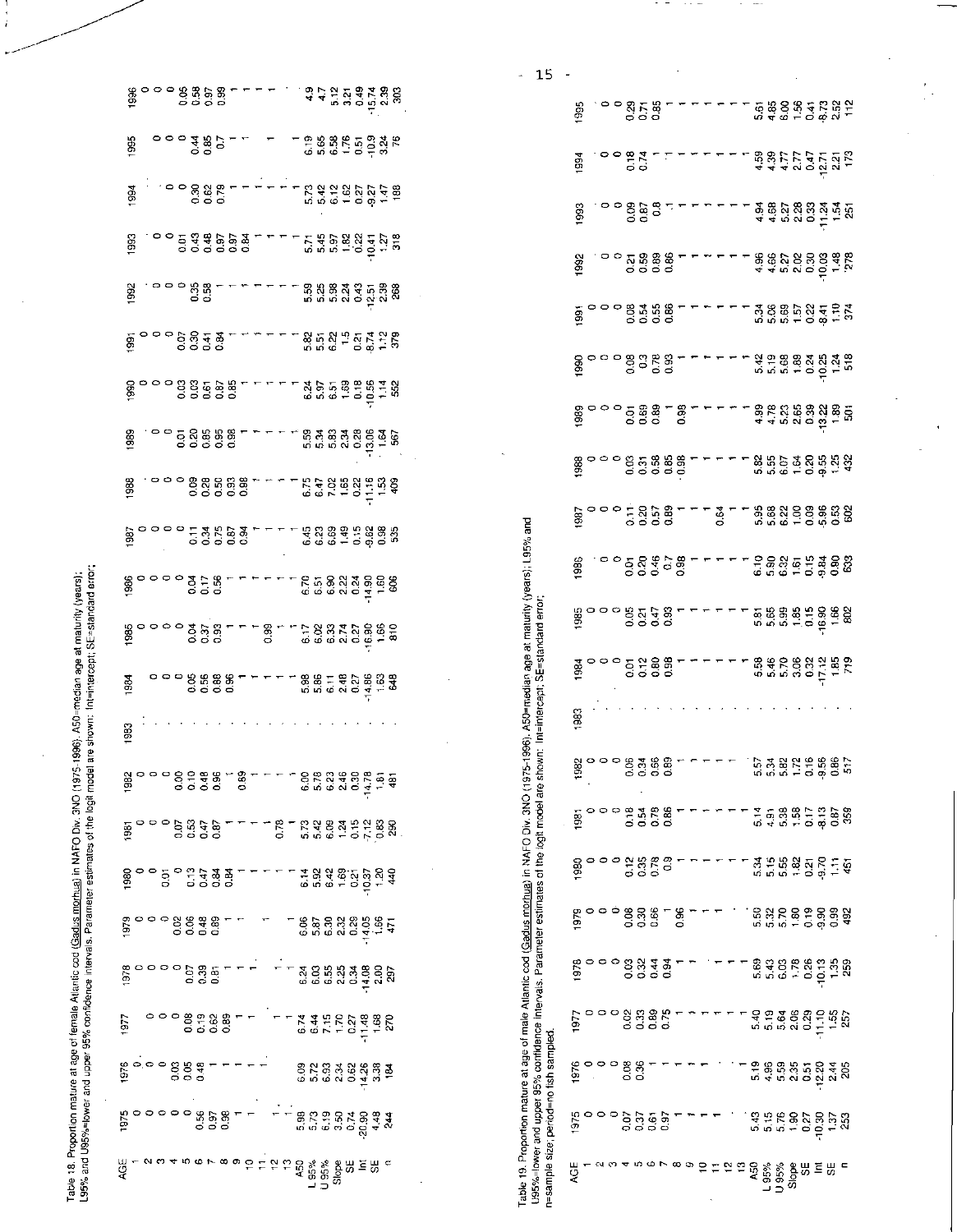Table 18. Proportion mature at age of female Atlantic cod (*Gadus morhua*) in NAFO Div. 3NO (1975-1996). A50=median age at maturity (years); L95% and U95%=lower and upper 95% confidence intervals. Parameter estimates of the logit model are shown: Int=intercept; SE=standard error;

| AGE | 1975 | 1976 | 1977 | 1978 | 1979 | 1980 | 1981 | 1982 | 1983 | 1984 | 1985 | 1986 | 1987 | 1988 | 1989 | 1990 | 1991 | 1992 | 1993 | 1994 | 1995 | 1996 |
|---|---|---|---|---|---|---|---|---|---|---|---|---|---|---|---|---|---|---|---|---|---|---|
| 1 | 0 | 0 | | 0 | 0 | 0 | 0 | 0 | . | | 0 | 0 | 0 | | | | | | | | | 0 |
| 2 | 0 | 0 | 0 | 0 | 0 | 0 | 0 | 0 | . | 0 | 0 | 0 | 0 | 0 | 0 | 0 | 0 | 0 | 0 | | | 0 |
| 3 | 0 | 0 | 0 | 0 | 0 | 0.01 | 0 | 0 | . | 0 | 0 | 0 | 0 | 0 | 0 | 0 | 0 | 0 | 0 | 0 | 0 | 0 |
| 4 | 0 | 0.03 | 0 | 0 | 0.02 | 0 | 0 | 0.00 | . | 0 | 0 | 0 | 0 | 0 | 0.01 | 0.03 | 0.07 | 0 | 0.01 | 0 | 0 | 0.05 |
| 5 | 0 | 0.05 | 0.08 | 0.07 | 0.06 | 0.13 | 0.07 | 0.10 | . | 0.05 | 0.04 | 0.04 | 0.11 | 0.09 | 0.20 | 0.03 | 0.30 | 0.35 | 0.43 | 0.30 | 0 | 0.58 |
| 6 | 0.56 | 0.48 | 0.19 | 0.39 | 0.48 | 0.47 | 0.53 | 0.48 | . | 0.56 | 0.37 | 0.17 | 0.34 | 0.28 | 0.85 | 0.61 | 0.41 | 0.58 | 0.48 | 0.62 | 0.44 | 0.97 |
| 7 | 0.97 | 1 | 0.62 | 0.81 | 0.89 | 0.84 | 0.47 | 0.96 | . | 0.88 | 0.93 | 0.56 | 0.75 | 0.50 | 0.95 | 0.87 | 0.84 | 1 | 0.97 | 0.78 | 0.85 | 0.99 |
| 8 | 0.98 | 1 | 0.89 | 1 | 1 | 0.84 | 0.87 | 1 | . | 0.96 | 1 | 1 | 0.87 | 0.93 | 0.98 | 0.85 | 1 | 1 | 0.97 | 1 | 0.7 | 1 |
| 9 | 1 | 1 | 1 | 1 | 1 | 1 | 1 | 0.89 | . | 1 | 1 | 1 | 0.94 | 0.98 | 1 | 1 | 1 | 1 | 0.84 | 1 | 1 | 1 |
| 10 | 1 | 1 | 1 | 1 | | 1 | 1 | 1 | . | 1 | 1 | 1 | 1 | 1 | 1 | 1 | 1 | 1 | 1 | 1 | 1 | 1 |
| 11 | | 1 | | | 1 | 1 | 1 | 1 | . | 1 | | 1 | 1 | 1 | 1 | 1 | 1 | 1 | 1 | 1 | | 1 |
| 12 | 1 | | 1 | 1 | | 1 | 0.78 | 1 | . | 1 | 0.99 | 1 | 1 | 1 | 1 | 1 | 1 | 1 | 1 | 1 | 1 | |
| 13 | 1 | | 1 | 1 | | 1 | | 1 | . | 1 | 1 | 1 | 1 | 1 | | | | | | | | |
| A50 | 5.98 | 6.09 | 6.74 | 6.24 | 6.06 | 6.14 | 5.73 | 6.00 | . | 5.98 | 6.17 | 6.70 | 6.45 | 6.75 | 5.59 | 6.24 | 5.82 | 5.59 | 5.71 | 5.73 | 6.19 | 4.9 |
| L95% | 5.73 | 5.72 | 6.44 | 6.03 | 5.87 | 5.92 | 5.42 | 5.78 | . | 5.86 | 6.02 | 6.51 | 6.23 | 6.47 | 5.34 | 5.97 | 5.51 | 5.25 | 5.45 | 5.42 | 5.65 | 4.7 |
| U95% | 6.19 | 6.93 | 7.15 | 6.55 | 6.30 | 6.42 | 6.09 | 6.23 | . | 6.11 | 6.33 | 6.90 | 6.69 | 7.02 | 5.83 | 6.51 | 6.22 | 5.98 | 5.97 | 6.12 | 6.58 | 5.12 |
| Slope | 3.50 | 2.34 | 1.70 | 2.25 | 2.32 | 1.69 | 1.24 | 2.46 | . | 2.48 | 2.74 | 2.22 | 1.49 | 1.65 | 2.34 | 1.69 | 1.5 | 2.24 | 1.82 | 1.62 | 1.76 | 3.21 |
| SE | 0.74 | 0.62 | 0.27 | 0.34 | 0.29 | 0.21 | 0.15 | 0.30 | . | 0.27 | 0.27 | 0.24 | 0.15 | 0.22 | 0.28 | 0.18 | 0.21 | 0.43 | 0.22 | 0.27 | 0.51 | 0.49 |
| Int | -20.90 | -14.26 | -11.48 | -14.08 | -14.05 | -10.37 | -7.12 | -14.78 | . | -14.86 | -16.90 | -14.90 | -9.62 | -11.16 | -13.06 | -10.56 | -8.74 | -12.51 | -10.41 | -9.27 | -10.9 | -15.74 |
| SE | 4.48 | 3.38 | 1.68 | 2.00 | 1.66 | 1.20 | 0.83 | 1.81 | . | 1.63 | 1.66 | 1.60 | 0.98 | 1.53 | 1.64 | 1.14 | 1.12 | 2.39 | 1.27 | 1.47 | 3.24 | 2.39 |
| n | 244 | 184 | 270 | 297 | 471 | 440 | 290 | 481 | . | 648 | 810 | 606 | 535 | 409 | 567 | 552 | 379 | 268 | 318 | 188 | 76 | 303 |

Table 19. Proportion mature at age of male Atlantic cod (*Gadus morhua*) in NAFO Div. 3NO (1975-1996). A50=median age at maturity (years); L95% and U95%=lower and upper 95% confidence intervals. Parameter estimates of the logit model are shown: Int=intercept; SE=standard error; n=sample size; period=no fish sampled.

| AGE | 1975 | 1976 | 1977 | 1978 | 1979 | 1980 | 1981 | 1982 | 1983 | 1984 | 1985 | 1986 | 1987 | 1988 | 1989 | 1990 | 1991 | 1992 | 1993 | 1994 | 1995 |
|---|---|---|---|---|---|---|---|---|---|---|---|---|---|---|---|---|---|---|---|---|---|
| 1 | 0 | 0 | 0 | 0 | 0 | 0 | 0 | 0 | . | 0 | 0 | | 0 | 0 | 0 | 0 | 0 | | | | |
| 2 | 0 | 0 | 0 | 0 | 0 | 0 | 0 | 0 | . | 0 | 0 | 0 | 0 | 0 | 0 | 0 | 0 | 0 | 0 | 0 | 0 |
| 3 | 0 | 0 | 0 | 0 | 0 | 0 | 0 | 0 | . | 0 | 0 | 0 | 0 | 0 | 0 | 0 | 0 | 0 | 0 | 0 | 0 |
| 4 | 0.07 | 0.08 | 0.02 | 0.03 | 0.08 | 0.12 | 0.18 | 0.06 | . | 0.01 | 0.05 | 0.01 | 0.11 | 0.03 | 0.01 | 0.08 | 0.08 | 0.21 | 0.09 | 0.18 | 0.29 |
| 5 | 0.37 | 0.36 | 0.33 | 0.32 | 0.30 | 0.35 | 0.54 | 0.34 | . | 0.12 | 0.21 | 0.20 | 0.20 | 0.31 | 0.69 | 0.3 | 0.54 | 0.59 | 0.67 | 0.74 | 0.71 |
| 6 | 0.61 | 1 | 0.89 | 0.44 | 0.66 | 0.78 | 0.78 | 0.66 | . | 0.80 | 0.47 | 0.46 | 0.57 | 0.58 | 0.89 | 0.78 | 0.55 | 0.89 | 0.8 | 1 | 0.85 |
| 7 | 0.97 | 1 | 0.75 | 0.94 | 1 | 0.9 | 0.86 | 0.89 | . | 0.98 | 0.93 | 0.7 | 0.89 | 0.85 | 1 | 0.93 | 0.86 | 0.86 | 1 | 1 | 1 |
| 8 | 1 | 1 | 1 | 1 | 0.96 | 1 | 1 | 1 | . | 1 | 1 | 0.98 | 1 | 0.98 | 0.98 | 1 | 1 | 1 | 1 | 1 | 1 |
| 9 | 1 | 1 | 1 | 1 | 1 | 1 | 1 | 1 | . | 1 | 1 | 1 | 1 | 1 | 1 | 1 | 1 | 1 | 1 | 1 | 1 |
| 10 | 1 | 1 | 1 | | 1 | 1 | 1 | 1 | . | 1 | 1 | 1 | 1 | 1 | 1 | 1 | 1 | 1 | 1 | 1 | 1 |
| 11 | 1 | | 1 | 1 | | 1 | 1 | 1 | . | 1 | 1 | 1 | 0.64 | 1 | 1 | 1 | 1 | 1 | 1 | 1 | 1 |
| 12 | 1 | | | 1 | | 1 | | | . | 1 | 1 | 1 | 1 | 1 | 1 | 1 | 1 | 1 | 1 | 1 | 1 |
| 13 | 1 | 1 | 1 | 1 | | | | | . | 1 | 1 | 1 | 1 | 1 | 1 | 1 | 1 | 1 | 1 | 1 | 1 |
| A50 | 5.43 | 5.19 | 5.40 | 5.69 | 5.50 | 5.34 | 5.14 | 5.57 | . | 5.58 | 5.81 | 6.10 | 5.95 | 5.82 | 4.99 | 5.42 | 5.34 | 4.96 | 4.94 | 4.59 | 5.61 |
| L95% | 5.15 | 4.96 | 5.19 | 5.43 | 5.32 | 5.15 | 4.91 | 5.34 | . | 5.46 | 5.65 | 5.90 | 5.68 | 5.55 | 4.78 | 5.19 | 5.06 | 4.66 | 4.68 | 4.39 | 4.85 |
| U95% | 5.76 | 5.59 | 5.64 | 6.03 | 5.70 | 5.55 | 5.38 | 5.82 | . | 5.70 | 5.99 | 6.32 | 6.22 | 6.07 | 5.23 | 5.68 | 5.69 | 5.27 | 5.27 | 4.77 | 6.00 |
| Slope | 1.90 | 2.35 | 2.06 | 1.78 | 1.80 | 1.82 | 1.58 | 1.72 | . | 3.06 | 1.85 | 1.61 | 1.00 | 1.64 | 2.65 | 1.88 | 1.57 | 2.02 | 2.28 | 2.77 | 1.56 |
| SE | 0.27 | 0.51 | 0.29 | 0.26 | 0.19 | 0.21 | 0.17 | 0.16 | . | 0.32 | 0.15 | 0.15 | 0.09 | 0.20 | 0.39 | 0.24 | 0.22 | 0.30 | 0.33 | 0.47 | 0.41 |
| Int | -10.30 | -12.20 | -11.10 | -10.13 | -9.90 | -9.70 | -8.13 | -9.56 | . | -17.12 | -16.90 | -9.84 | -5.96 | -9.55 | -13.22 | -10.25 | -8.41 | -10.03 | -11.24 | -12.71 | -8.73 |
| SE | 1.37 | 2.44 | 1.55 | 1.35 | 0.99 | 1.11 | 0.87 | 0.86 | . | 1.85 | 1.66 | 0.90 | 0.53 | 1.25 | 1.89 | 1.24 | 1.10 | 1.48 | 1.54 | 2.21 | 2.52 |
| n | 253 | 205 | 257 | 259 | 492 | 451 | 359 | 517 | . | 719 | 802 | 633 | 602 | 432 | 501 | 518 | 374 | 278 | 251 | 173 | 112 |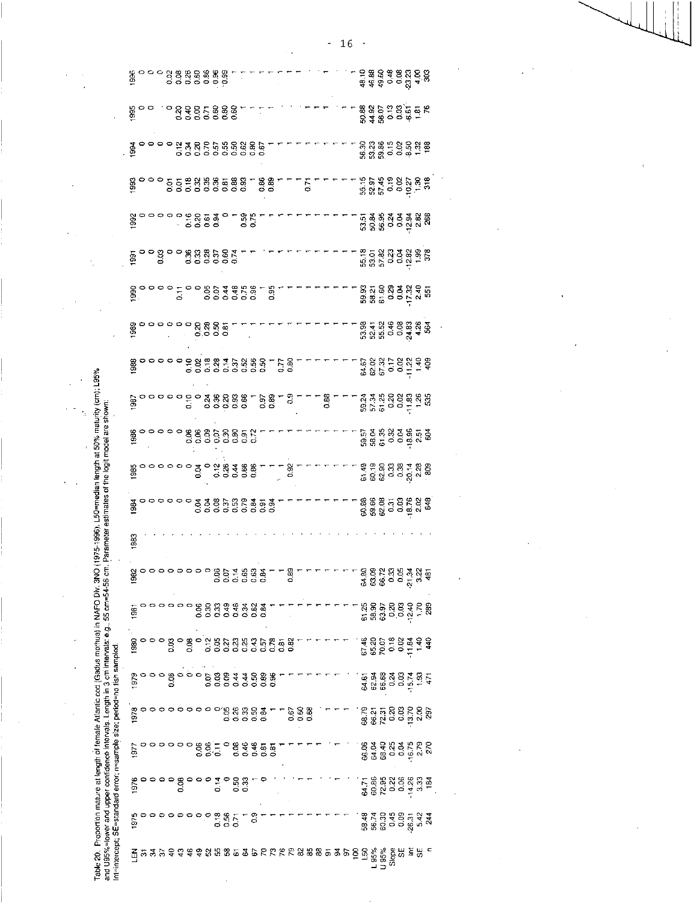Table 20. Proportion mature at length of female Atlantic cod (Gadus morhua) in NAFO Div. 3NO (1975-1996). L50=median length at 50% maturity (cm); L95% and U95%=lower and upper confidence intervals. Length in 3 cm intervals: e.g., 55 cm=54-56 cm. Parameter estimates of the logit model are shown: Int=intercept; SE=standard error; n=sample size; period=no fish sampled.

| LEN | 1975 | 1976 | 1977 | 1978 | 1979 | 1980 | 1981 | 1982 | 1983 | 1984 | 1985 | 1986 | 1987 | 1988 | 1989 | 1990 | 1991 | 1992 | 1993 | 1994 | 1995 | 1996 |
|---|---|---|---|---|---|---|---|---|---|---|---|---|---|---|---|---|---|---|---|---|---|---|
| 31 | 0 | 0 | 0 | 0 | 0 | 0 | 0 | 0 | . | 0 | 0 | 0 | 0 | 0 | 0 | 0 | 0 | 0 | 0 | 0 | 0 | 0 |
| 34 | 0 | 0 | 0 | 0 | 0 | 0 | 0 | 0 | . | 0 | 0 | 0 | 0 | 0 | 0 | 0 | 0 | 0 | 0 | 0 | 0 | 0 |
| 37 | 0 | 0 | 0 | 0 | 0 | 0 | 0 | 0 | . | 0 | 0 | 0 | 0 | 0 | 0 | 0 | 0.03 | 0 | 0 | 0 | | 0 |
| 40 | 0 | 0 | 0 | 0 | 0 | 0.03 | 0 | 0 | . | 0 | 0 | 0 | 0 | 0 | 0 | 0 | 0 | 0 | 0 | 0 | 0 | 0.02 |
| 43 | 0 | 0.08 | 0 | 0 | 0.08 | 0 | 0 | 0 | . | 0 | 0 | 0 | 0 | 0 | 0 | 0.11 | 0 | 0 | 0.01 | 0 | 0 | 0.08 |
| 46 | 0 | 0 | 0 | 0 | 0 | 0.08 | 0 | 0 | . | 0 | 0 | 0 | 0 | 0 | 0 | 0 | | 0 | 0.01 | 0.12 | 0.20 | 0.26 |
| 49 | 0 | 0 | 0.05 | 0 | 0 | 0 | 0 | 0 | . | 0 | 0 | 0.06 | 0.10 | 0.10 | 0 | 0 | 0.36 | 0.16 | 0.18 | 0.34 | 0.40 | 0.50 |
| 52 | 0 | 0 | 0.06 | 0 | 0.07 | 0.12 | 0.06 | 0 | . | 0.04 | 0.04 | 0.06 | 0 | 0.02 | 0.20 | 0.05 | 0.33 | 0.20 | 0.32 | 0.20 | 0.00 | 0.86 |
| 55 | 0.18 | 0.14 | 0.11 | 0 | 0.03 | 0.05 | 0.30 | 0.06 | . | 0.04 | 0 | 0.09 | 0.24 | 0.18 | 0.28 | 0.07 | 0.28 | 0.61 | 0.35 | 0.70 | 0.71 | 0.96 |
| 58 | 0.56 | 0 | 0 | 0.05 | 0.09 | 0.27 | 0.33 | 0.07 | . | 0.08 | 0.12 | 0.07 | 0.36 | 0.28 | 0.50 | 0.44 | 0.37 | 0.94 | 0.36 | 0.57 | 0.60 | 0.99 |
| 61 | 0.71 | 0.50 | 0.08 | 0.26 | 0.44 | 0.23 | 0.49 | 0.14 | . | 0.37 | 0.26 | 0.30 | 0.20 | 0.14 | 0.81 | 0.48 | 0.60 | 0 | 0.81 | 0.55 | 0.80 | 1 |
| 64 | 1 | 0.33 | 0.46 | 0.33 | 0.44 | 0.25 | 0.46 | 0.65 | . | 0.53 | 0.44 | 0.90 | 0.93 | 0.37 | 1 | 0.75 | 0.74 | 1 | 0.88 | 0.50 | 0.60 | 1 |
| 67 | 0.9 | 1 | 0.46 | 0.50 | 0.50 | 0.43 | 0.34 | 0.63 | . | 0.79 | 0.66 | 0.91 | 0.66 | 0.52 | 1 | 0.96 | 1 | 0.59 | 0.93 | 0.62 | 1 | 1 |
| 70 | 1 | 0 | 0.81 | 0.84 | 0.89 | 0.57 | 0.62 | 0.84 | . | 0.84 | 0.86 | 0.72 | 1 | 0.56 | 1 | 1 | 1 | 0.75 | 1 | 0.80 | 1 | 1 |
| 73 | 1 | | 0.81 | 1 | 0.96 | 0.78 | 0.84 | 1 | . | 0.91 | 1 | 1 | 0.97 | 0.50 | 1 | 0.95 | 1 | 1 | 0.86 | 0.67 | 1 | 1 |
| 76 | 1 | | 1 | 1 | 1 | 0.81 | 1 | 1 | . | 0.94 | 1 | 1 | 0.89 | 1 | 1 | 1 | 1 | 1 | 0.89 | 1 | 1 | 1 |
| 79 | 1 | 1 | 1 | 0.67 | 1 | 0.82 | 1 | 0.89 | . | 1 | 0.92 | 1 | 1 | 0.77 | 1 | 1 | 1 | 1 | 1 | 1 | 1 | 1 |
| 82 | 1 | | 1 | 0.60 | 1 | 1 | 1 | 1 | . | 1 | 1 | 1 | 0.9 | 0.80 | 1 | 1 | 1 | 1 | 1 | 1 | 1 | 1 |
| 85 | 1 | 1 | 1 | 0.68 | | 1 | 1 | 1 | . | 1 | 1 | 1 | 1 | 1 | 1 | 1 | 1 | 1 | 1 | 1 | 1 | 1 |
| 88 | 1 | | 1 | 1 | | 1 | 1 | 1 | . | 1 | 1 | 1 | 1 | 1 | 1 | 1 | 1 | 1 | 0.71 | 1 | 1 | 1 |
| 91 | 1 | | | 1 | | 1 | 1 | 1 | . | 1 | 1 | 1 | 0.88 | 1 | 1 | 1 | 1 | 1 | 1 | 1 | 1 | 1 |
| 94 | 1 | 1 | 1 | 1 | | 1 | 1 | 1 | . | 1 | 1 | 1 | 1 | 1 | 1 | 1 | 1 | 1 | 1 | 1 | 1 | 1 |
| 97 | 1 | | | | | 1 | 1 | 1 | . | 1 | 1 | 1 | 1 | 1 | 1 | 1 | 1 | 1 | 1 | 1 | 1 | 1 |
| 100 | | | | | | | | | . | | | | | | | | | | | | | |
| L50 | 58.48 | 64.71 | 66.06 | 68.79 | 64.61 | 67.46 | 61.25 | 64.80 | . | 60.88 | 61.49 | 59.57 | 59.24 | 64.67 | 53.98 | 59.93 | 55.18 | 53.51 | 55.15 | 56.30 | 50.88 | 48.10 |
| L 95% | 56.74 | 60.86 | 64.04 | 66.21 | 62.94 | 65.20 | 58.90 | 63.09 | . | 59.66 | 60.19 | 58.04 | 57.34 | 62.02 | 52.41 | 58.21 | 53.01 | 50.84 | 52.97 | 53.23 | 44.92 | 46.88 |
| U 95% | 60.30 | 72.95 | 68.40 | 72.31 | 66.68 | 70.07 | 63.97 | 66.72 | . | 62.08 | 62.90 | 61.35 | 61.25 | 67.32 | 55.52 | 61.60 | 57.82 | 56.95 | 57.45 | 59.86 | 56.07 | 49.60 |
| Slope | 0.45 | 0.22 | 0.25 | 0.20 | 0.24 | 0.18 | 0.20 | 0.33 | . | 0.31 | 0.33 | 0.32 | 0.20 | 0.17 | 0.46 | 0.29 | 0.23 | 0.24 | 0.19 | 0.15 | 0.13 | 0.48 |
| SE | 0.09 | 0.06 | 0.04 | 0.03 | 0.03 | 0.02 | 0.03 | 0.05 | . | 0.03 | 0.38 | 0.04 | 0.02 | 0.02 | 0.08 | 0.04 | 0.04 | 0.04 | 0.02 | 0.02 | 0.03 | 0.08 |
| Int | -26.31 | -14.26 | -16.75 | -13.70 | -15.74 | -11.84 | -12.40 | -21.34 | . | -18.76 | -20.14 | -18.96 | -11.83 | -11.22 | -24.83 | -17.32 | -12.82 | -12.94 | -10.27 | -8.50 | -6.61 | -23.23 |
| SE | 5.42 | 3.33 | 2.79 | 2.00 | 1.93 | 1.40 | 1.70 | 3.22 | . | 2.02 | 2.28 | 2.51 | 1.26 | 1.40 | 4.26 | 2.40 | 1.99 | 2.82 | 1.30 | 1.32 | 1.81 | 4.00 |
| n | 244 | 184 | 270 | 297 | 471 | 440 | 289 | 481 | . | 648 | 809 | 604 | 535 | 409 | 564 | 551 | 378 | 268 | 318 | 188 | 76 | 303 |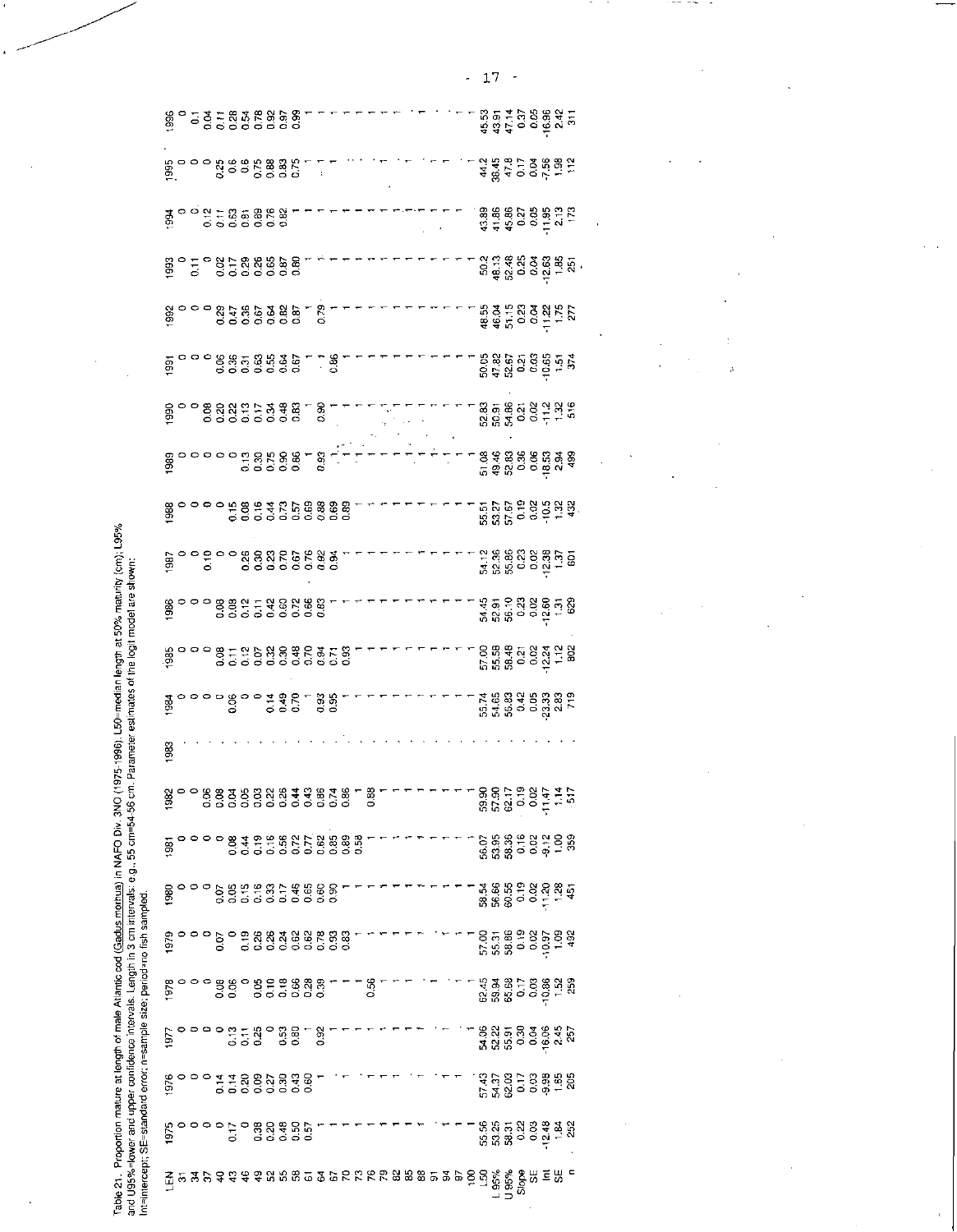Table 21. Proportion mature at length of male Atlantic cod (Gadus morhua) in NAFO Div. 3NO (1975-1996). L50=median length at 50% maturity (cm); L95% and U95%=lower and upper confidence intervals. Length in 3 cm intervals: e.g., 55 cm=54-56 cm. Parameter estimates of the logit model are shown: Int=intercept; SE=standard error; n=sample size; period=no fish sampled.

| LEN | 1975 | 1976 | 1977 | 1978 | 1979 | 1980 | 1981 | 1982 | 1983 | 1984 | 1985 | 1986 | 1987 | 1988 | 1989 | 1990 | 1991 | 1992 | 1993 | 1994 | 1995 | 1996 |
|---|---|---|---|---|---|---|---|---|---|---|---|---|---|---|---|---|---|---|---|---|---|---|
| 31 | 0 | 0 | 0 | 0 | 0 | 0 | 0 | 0 | . | 0 | 0 | 0 | 0 | 0 | 0 | 0 | 0 | 0 | 0 | 0 | 0 | 0 |
| 34 | 0 | 0 | 0 | 0 | 0 | 0 | 0 | 0 | . | 0 | 0 | 0 | 0 | 0 | 0 | 0 | 0 | 0 | 0.11 | 0 | 0 | 0.1 |
| 37 | 0 | 0 | 0 | 0 | 0 | 0 | 0 | 0.06 | . | 0 | 0 | 0 | 0.10 | 0 | 0 | 0 | 0 | 0 | 0 | . | 0 | 0.04 |
| 40 | 0 | 0.14 | 0 | 0.08 | 0 | 0.07 | 0 | 0.08 | . | 0 | 0.08 | 0.08 | 0 | 0 | 0 | 0.08 | 0.06 | 0.29 | 0.02 | 0.12 | 0.25 | 0.11 |
| 43 | 0.17 | 0.14 | 0.13 | 0.06 | 0.07 | 0.05 | 0.08 | 0.04 | . | 0.06 | 0.11 | 0.08 | 0.26 | 0.15 | 0 | 0.20 | 0.36 | 0.47 | 0.17 | 0.11 | 0.6 | 0.28 |
| 46 | 0 | 0.20 | 0.11 | 0 | 0 | 0.15 | 0.44 | 0.05 | . | 0 | 0.12 | 0.12 | 0.30 | 0.08 | 0.13 | 0.22 | 0.31 | 0.36 | 0.29 | 0.63 | 0.6 | 0.54 |
| 49 | 0.38 | 0.09 | 0.25 | 0.05 | 0.19 | 0.16 | 0.19 | 0.03 | . | 0 | 0.07 | 0.11 | 0.23 | 0.16 | 0.30 | 0.13 | 0.63 | 0.67 | 0.26 | 0.81 | 0.75 | 0.78 |
| 52 | 0.20 | 0.27 | 0 | 0.10 | 0.26 | 0.33 | 0.16 | 0.22 | . | 0.14 | 0.32 | 0.42 | 0.70 | 0.44 | 0.75 | 0.17 | 0.55 | 0.64 | 0.65 | 0.89 | 0.88 | 0.92 |
| 55 | 0.48 | 0.30 | 0.53 | 0.18 | 0.26 | 0.17 | 0.56 | 0.26 | . | 0.49 | 0.30 | 0.60 | 0.67 | 0.73 | 0.90 | 0.34 | 0.64 | 0.82 | 0.87 | 0.76 | 0.83 | 0.97 |
| 58 | 0.50 | 0.43 | 0.80 | 0.66 | 0.24 | 0.46 | 0.72 | 0.44 | . | 0.70 | 0.48 | 0.72 | 0.76 | 0.57 | 0.66 | 0.48 | 0.67 | 0.87 | 0.80 | 0.82 | 0.75 | 0.99 |
| 61 | 0.57 | 0.60 | 1 | 0.28 | 0.62 | 0.65 | 0.77 | 0.43 | . | 1 | 0.70 | 0.66 | 0.92 | 0.69 | 1 | 0.83 | 1 | 1 | 1 | 1 | 1 | 1 |
| 64 | 1 | 1 | 0.92 | 0.39 | 0.62 | 0.60 | 0.62 | 0.86 | . | 0.93 | 0.94 | 0.83 | 0.94 | 0.88 | 0.93 | 1 | 0.86 | 0.79 | 1 | 1 | 1 | 1 |
| 67 | 1 | 1 | 1 | 1 | 0.78 | 0.90 | 0.85 | 0.74 | . | 0.95 | 0.71 | 1 | 1 | 0.69 | 1 | 0.90 | 1 | 1 | 1 | 1 | 1 | 1 |
| 70 | 1 | 1 | 1 | 1 | 0.93 | 1 | 0.89 | 0.86 | . | 1 | 0.93 | 1 | 1 | 0.89 | 1 | 1 | 1 | 1 | 1 | 1 | 1 | 1 |
| 73 | 1 | 1 | 1 | 1 | 0.83 | 1 | 0.58 | 1 | . | 1 | 1 | 1 | 1 | 1 | 1 | 1 | 1 | 1 | 1 | 1 | 1 | 1 |
| 76 | 1 | 1 | 1 | 0.56 | 1 | 1 | 1 | 0.88 | . | 1 | 1 | 1 | 1 | 1 | 1 | 1 | 1 | 1 | 1 | 1 | 1 | 1 |
| 79 | 1 | 1 | 1 | 1 | 1 | 1 | 1 | 1 | . | 1 | 1 | 1 | 1 | 1 | 1 | 1 | 1 | 1 | 1 | 1 | 1 | 1 |
| 82 | 1 | 1 | 1 | 1 | 1 | 1 | 1 | 1 | . | 1 | 1 | 1 | 1 | 1 | 1 | 1 | 1 | 1 | 1 | 1 | 1 | 1 |
| 85 | 1 | 1 | 1 | 1 | 1 | 1 | 1 | 1 | . | 1 | 1 | 1 | 1 | 1 | 1 | 1 | 1 | 1 | 1 | 1 | 1 | 1 |
| 88 | 1 | 1 | 1 | 1 | 1 | 1 | 1 | 1 | . | 1 | 1 | 1 | 1 | 1 | 1 | 1 | 1 | 1 | 1 | 1 | 1 | 1 |
| 91 | 1 | 1 | 1 | 1 | 1 | 1 | 1 | 1 | . | 1 | 1 | 1 | 1 | 1 | 1 | 1 | 1 | 1 | 1 | 1 | 1 | 1 |
| 94 | 1 | 1 | 1 | 1 | 1 | 1 | 1 | 1 | . | 1 | 1 | 1 | 1 | 1 | 1 | 1 | 1 | 1 | 1 | 1 | 1 | 1 |
| 97 | 1 | 1 | 1 | 1 | 1 | 1 | 1 | 1 | . | 1 | 1 | 1 | 1 | 1 | 1 | 1 | 1 | 1 | 1 | 1 | 1 | 1 |
| 100 | 1 | 1 | 1 | 1 | 1 | 1 | 1 | 1 | . | 1 | 1 | 1 | 1 | 1 | 1 | 1 | 1 | 1 | 1 | 1 | 1 | 1 |
| L50 | 55.56 | 57.43 | 54.06 | 62.45 | 57.00 | 58.54 | 56.07 | 59.90 | . | 55.74 | 57.00 | 54.45 | 54.12 | 55.51 | 51.08 | 52.83 | 50.05 | 48.55 | 50.2 | 43.99 | 44.2 | 45.53 |
| L 95% | 53.25 | 54.37 | 52.22 | 59.94 | 55.31 | 56.66 | 53.95 | 57.90 | . | 54.65 | 55.58 | 52.91 | 52.36 | 53.27 | 49.46 | 50.91 | 47.82 | 46.04 | 48.13 | 41.86 | 38.45 | 43.91 |
| U 95% | 58.31 | 62.03 | 55.91 | 65.68 | 58.86 | 60.55 | 58.36 | 62.17 | . | 56.83 | 58.48 | 56.10 | 55.86 | 57.67 | 52.83 | 54.86 | 52.67 | 51.15 | 52.48 | 45.86 | 47.8 | 47.14 |
| Slope | 0.22 | 0.17 | 0.30 | 0.17 | 0.19 | 0.19 | 0.16 | 0.19 | . | 0.42 | 0.21 | 0.23 | 0.23 | 0.19 | 0.36 | 0.21 | 0.21 | 0.23 | 0.25 | 0.27 | 0.17 | 0.37 |
| SE | 0.03 | 0.03 | 0.04 | 0.03 | 0.02 | 0.02 | 0.02 | 0.02 | . | 0.05 | 0.02 | 0.02 | 0.02 | 0.02 | 0.06 | 0.02 | 0.03 | 0.04 | 0.04 | 0.05 | 0.04 | 0.05 |
| Int | -12.48 | -9.98 | -16.06 | -10.86 | -10.97 | -11.20 | -9.12 | -11.47 | . | -23.33 | -12.24 | -12.60 | -12.38 | -10.5 | -18.53 | -11.2 | -10.65 | -11.22 | -12.63 | -11.95 | -7.56 | -16.96 |
| SE | 1.84 | 1.85 | 2.45 | 1.52 | 1.09 | 1.28 | 1.00 | 1.14 | . | 2.83 | 1.12 | 1.31 | 1.37 | 1.32 | 2.94 | 1.32 | 1.51 | 1.75 | 1.85 | 2.13 | 1.98 | 2.42 |
| n | 252 | 205 | 257 | 259 | 492 | 451 | 359 | 517 | . | 719 | 802 | 629 | 601 | 432 | 499 | 516 | 374 | 277 | 251 | 173 | 112 | 311 |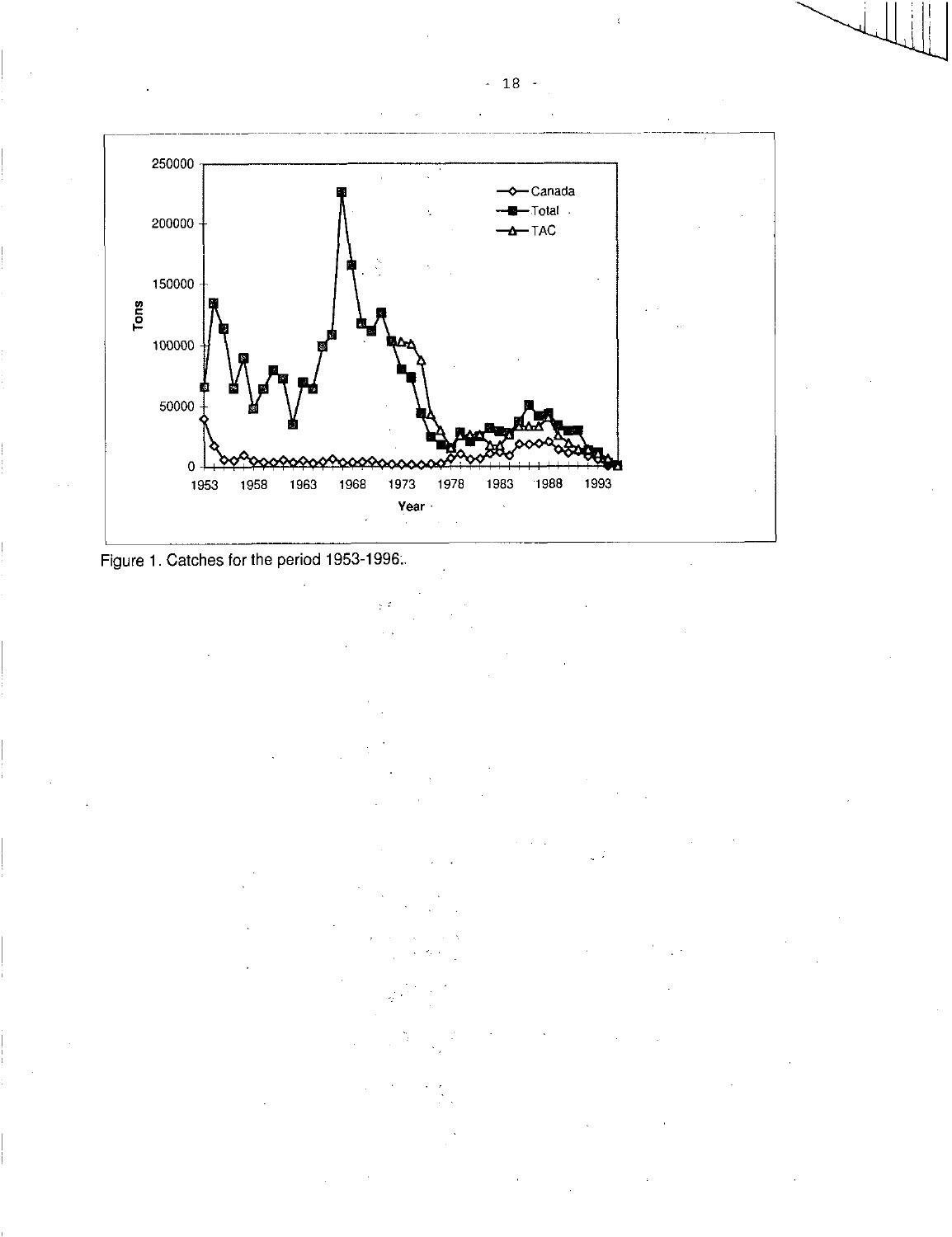Figure 1. Catches for the period 1953-1996.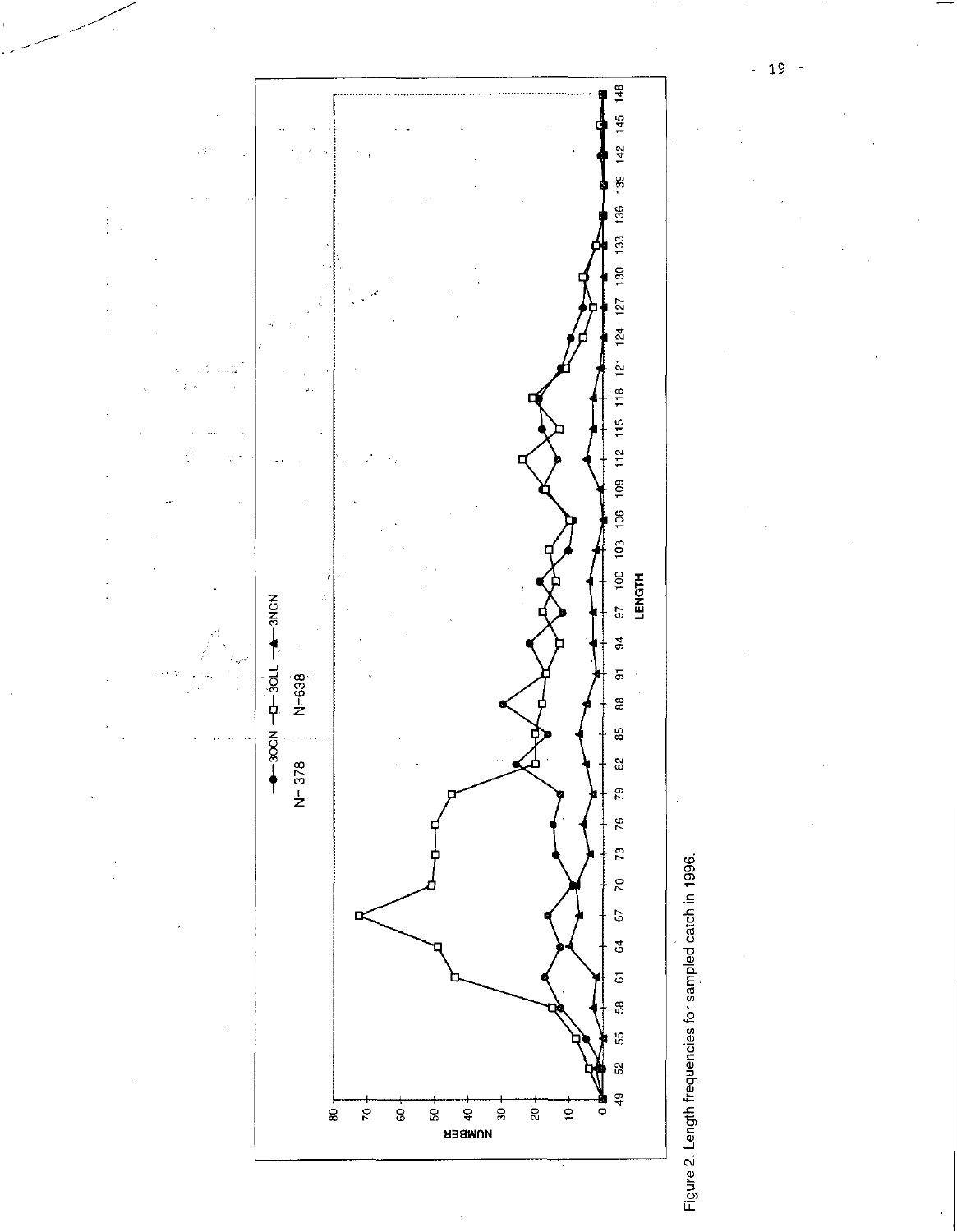Figure 2. Length frequencies for sampled catch in 1996.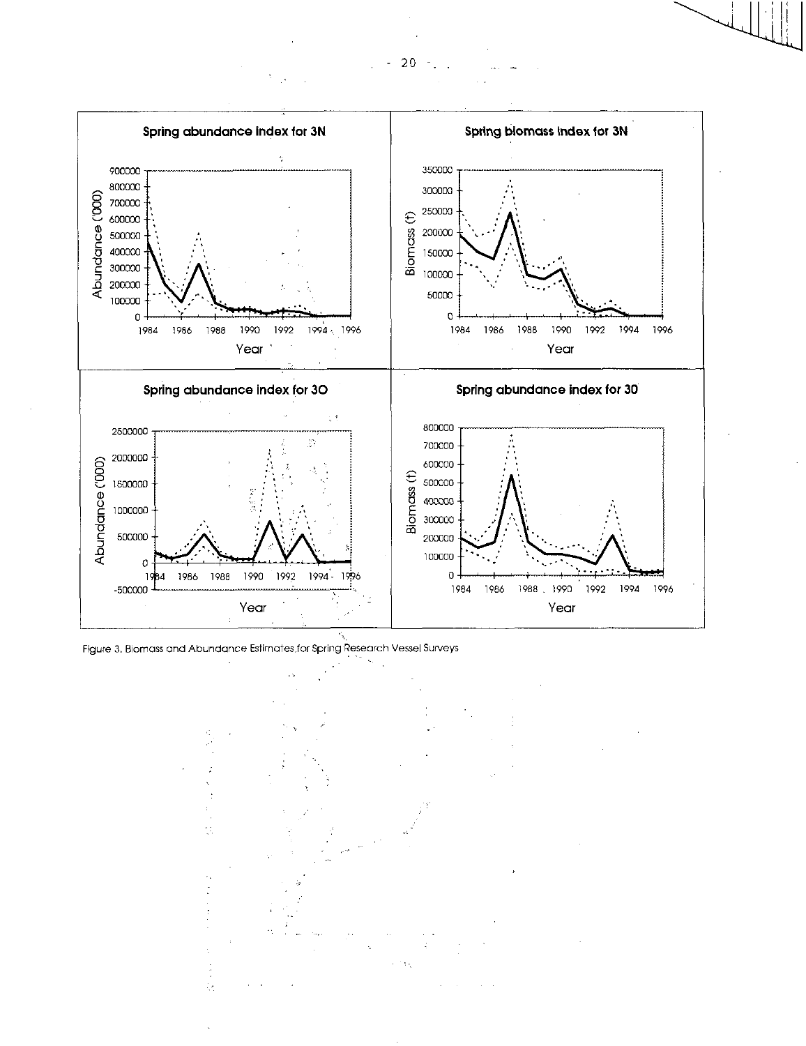Spring abundance index for 3N

Spring biomass index for 3N

Spring abundance index for 3O

Spring abundance index for 3O

Figure 3. Biomass and Abundance Estimates for Spring Research Vessel Surveys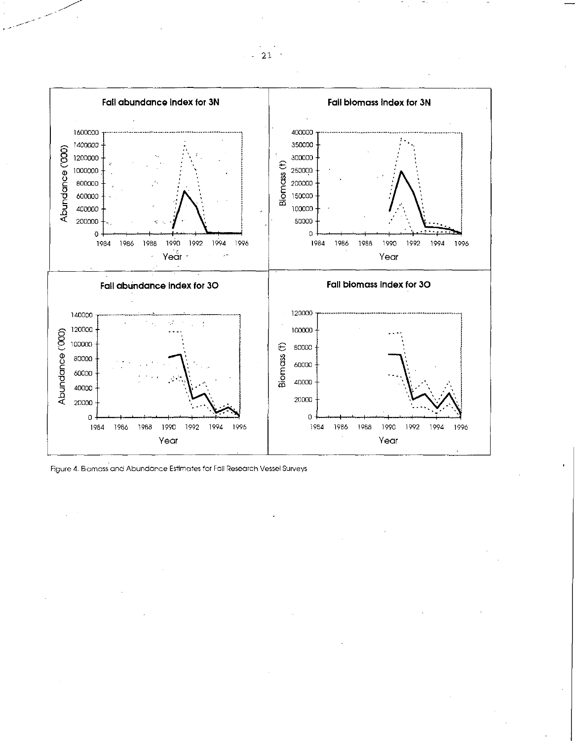Fall abundance index for 3N

Fall biomass index for 3N

Fall abundance index for 3O

Fall biomass index for 3O

Figure 4. Biomass and Abundance Estimates for Fall Research Vessel Surveys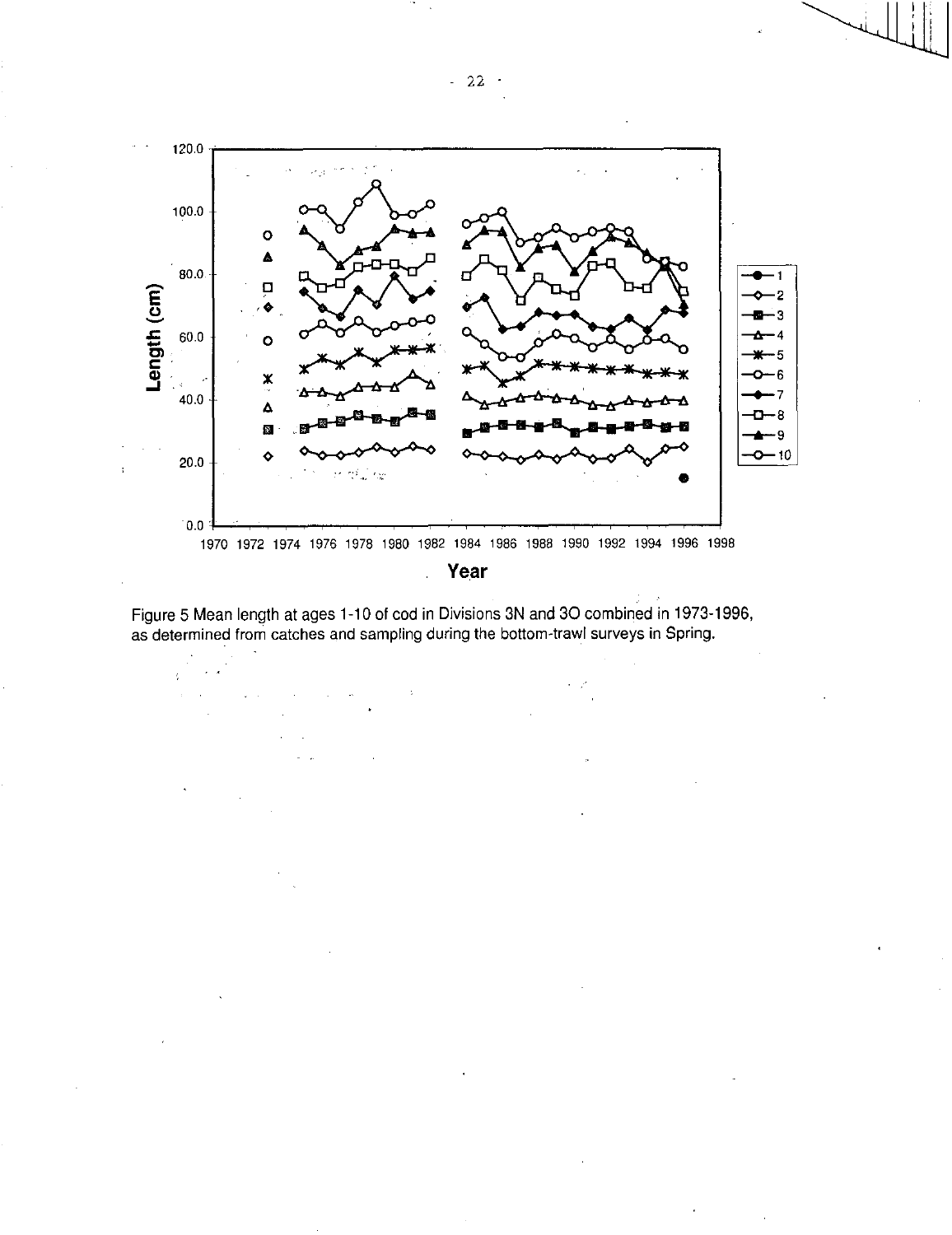Figure 5 Mean length at ages 1-10 of cod in Divisions 3N and 3O combined in 1973-1996, as determined from catches and sampling during the bottom-trawl surveys in Spring.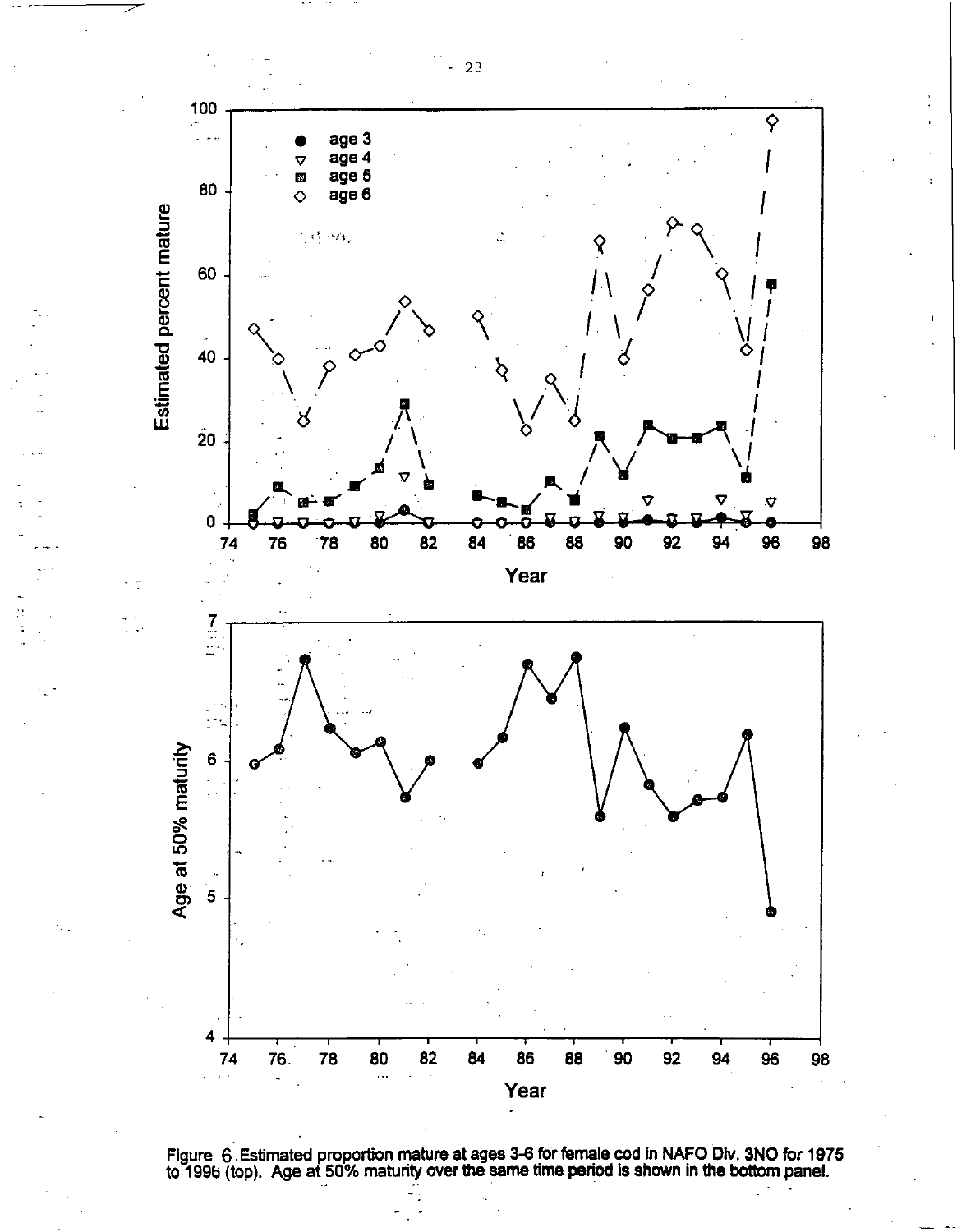Figure 6. Estimated proportion mature at ages 3-6 for female cod in NAFO Div. 3NO for 1975 to 1996 (top). Age at 50% maturity over the same time period is shown in the bottom panel.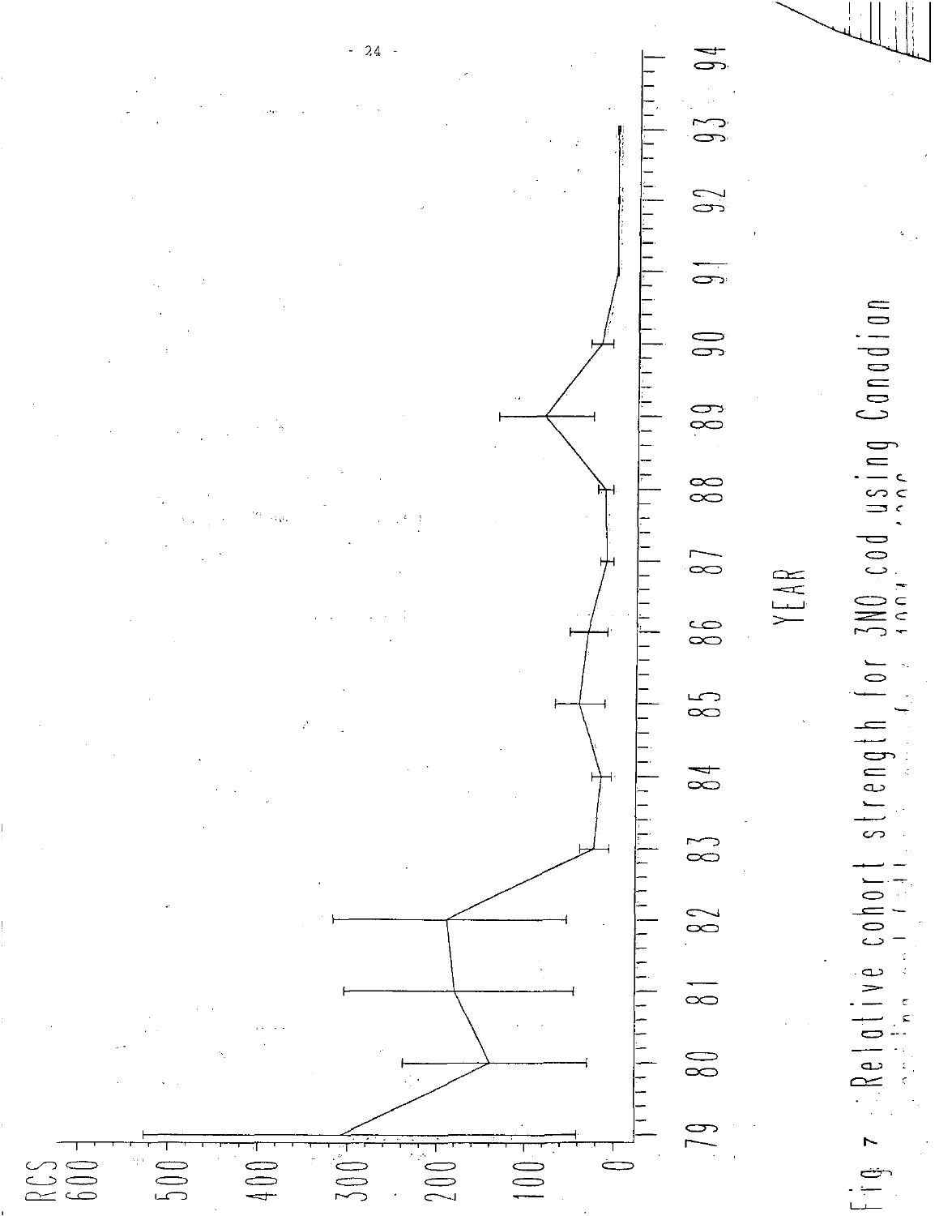RCS

600

500

400

300

200

100

0

79 80 81 82 83 84 85 86 87 88 89 90 91 92 93 94

YEAR

Fig 7 Relative cohort strength for 3NO cod using Canadian